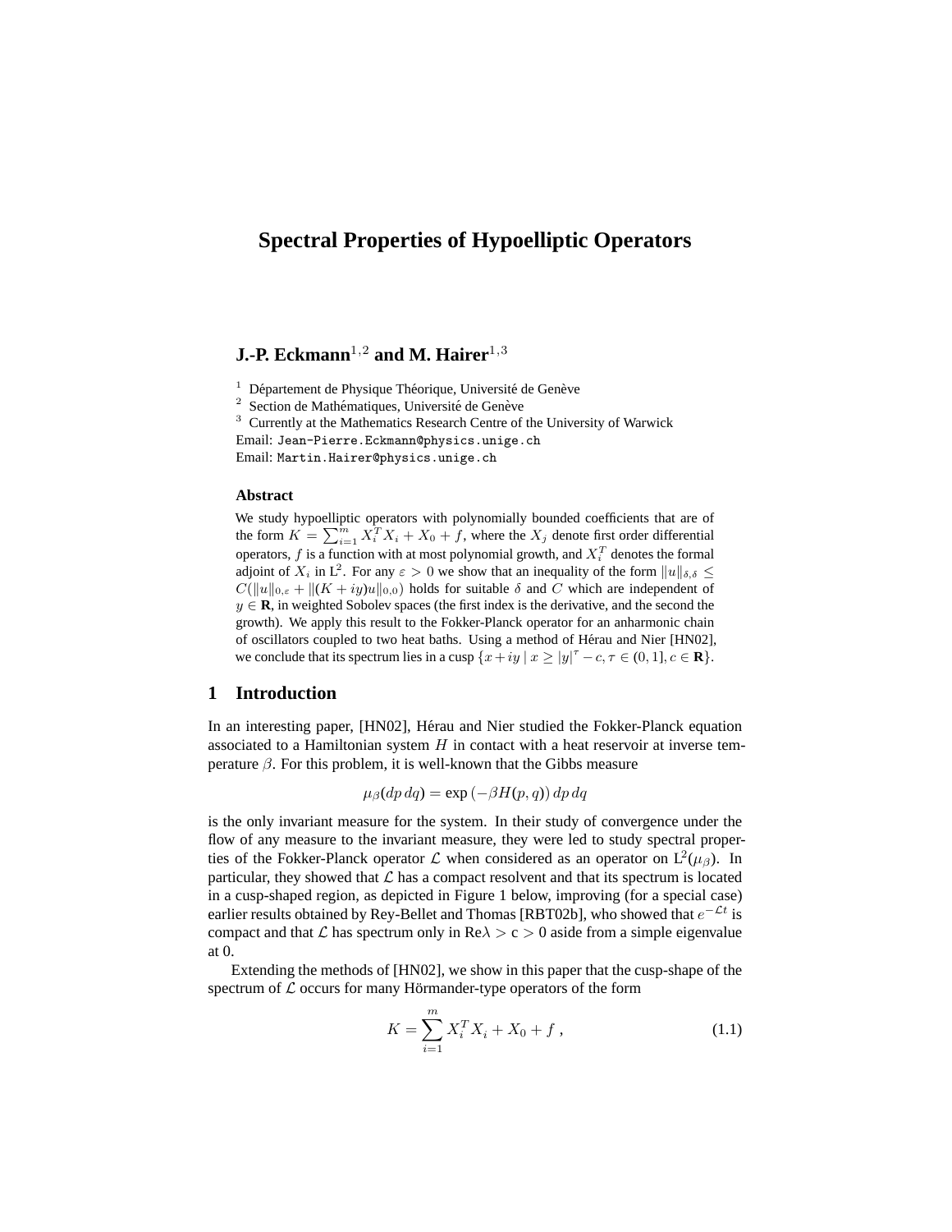# Spectral Properties of Hypoelliptic Operators

**J.-P. Eckmann[1,2] and M. Hairer[1,3]**

[1] Département de Physique Théorique, Université de Genève
[2] Section de Mathématiques, Université de Genève
[3] Currently at the Mathematics Research Centre of the University of Warwick
Email: `Jean-Pierre.Eckmann@physics.unige.ch`
Email: `Martin.Hairer@physics.unige.ch`

### Abstract

We study hypoelliptic operators with polynomially bounded coefficients that are of the form $K = \sum_{i=1}^{m} X_i^T X_i + X_0 + f$, where the $X_j$ denote first order differential operators, $f$ is a function with at most polynomial growth, and $X_i^T$ denotes the formal adjoint of $X_i$ in $\mathrm{L}^2$. For any $\varepsilon > 0$ we show that an inequality of the form $\|u\|_{\delta,\delta} \leq C(\|u\|_{0,\varepsilon} + \|(K+iy)u\|_{0,0})$ holds for suitable $\delta$ and $C$ which are independent of $y \in \mathbf{R}$, in weighted Sobolev spaces (the first index is the derivative, and the second the growth). We apply this result to the Fokker-Planck operator for an anharmonic chain of oscillators coupled to two heat baths. Using a method of Hérau and Nier [HN02], we conclude that its spectrum lies in a cusp $\{x+iy \mid x \geq |y|^\tau - c, \tau \in (0,1], c \in \mathbf{R}\}$.

## 1 Introduction

In an interesting paper, [HN02], Hérau and Nier studied the Fokker-Planck equation associated to a Hamiltonian system $H$ in contact with a heat reservoir at inverse temperature $\beta$. For this problem, it is well-known that the Gibbs measure

$$\mu_\beta(dp\,dq) = \exp\left(-\beta H(p,q)\right) dp\,dq$$

is the only invariant measure for the system. In their study of convergence under the flow of any measure to the invariant measure, they were led to study spectral properties of the Fokker-Planck operator $\mathcal{L}$ when considered as an operator on $\mathrm{L}^2(\mu_\beta)$. In particular, they showed that $\mathcal{L}$ has a compact resolvent and that its spectrum is located in a cusp-shaped region, as depicted in Figure 1 below, improving (for a special case) earlier results obtained by Rey-Bellet and Thomas [RBT02b], who showed that $e^{-\mathcal{L}t}$ is compact and that $\mathcal{L}$ has spectrum only in $\mathrm{Re}\lambda > \mathrm{c} > 0$ aside from a simple eigenvalue at 0.

Extending the methods of [HN02], we show in this paper that the cusp-shape of the spectrum of $\mathcal{L}$ occurs for many Hörmander-type operators of the form

$$K = \sum_{i=1}^{m} X_i^T X_i + X_0 + f\;, \tag{1.1}$$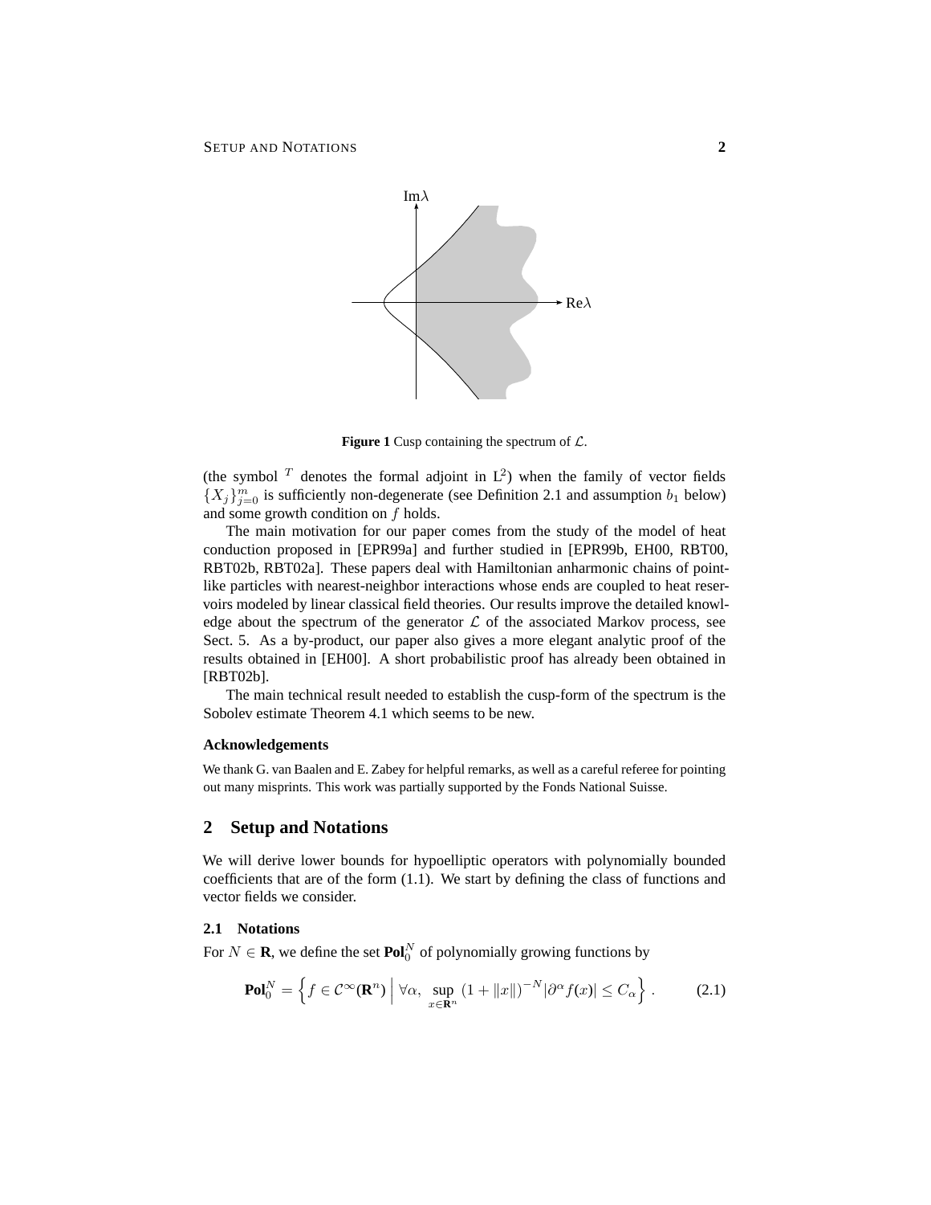**Figure 1** Cusp containing the spectrum of $\mathcal{L}$.

(the symbol $^T$ denotes the formal adjoint in $\mathrm{L}^2$) when the family of vector fields $\{X_j\}_{j=0}^m$ is sufficiently non-degenerate (see Definition 2.1 and assumption $b_1$ below) and some growth condition on $f$ holds.

The main motivation for our paper comes from the study of the model of heat conduction proposed in [EPR99a] and further studied in [EPR99b, EH00, RBT00, RBT02b, RBT02a]. These papers deal with Hamiltonian anharmonic chains of point-like particles with nearest-neighbor interactions whose ends are coupled to heat reservoirs modeled by linear classical field theories. Our results improve the detailed knowledge about the spectrum of the generator $\mathcal{L}$ of the associated Markov process, see Sect. 5. As a by-product, our paper also gives a more elegant analytic proof of the results obtained in [EH00]. A short probabilistic proof has already been obtained in [RBT02b].

The main technical result needed to establish the cusp-form of the spectrum is the Sobolev estimate Theorem 4.1 which seems to be new.

### Acknowledgements

We thank G. van Baalen and E. Zabey for helpful remarks, as well as a careful referee for pointing out many misprints. This work was partially supported by the Fonds National Suisse.

## 2 Setup and Notations

We will derive lower bounds for hypoelliptic operators with polynomially bounded coefficients that are of the form (1.1). We start by defining the class of functions and vector fields we consider.

### 2.1 Notations

For $N \in \mathbf{R}$, we define the set $\mathbf{Pol}_0^N$ of polynomially growing functions by

$$\mathbf{Pol}_0^N = \Big\{ f \in \mathcal{C}^\infty(\mathbf{R}^n) \;\Big|\; \forall\alpha,\ \sup_{x\in\mathbf{R}^n} (1 + \|x\|)^{-N} |\partial^\alpha f(x)| \le C_\alpha \Big\} . \qquad (2.1)$$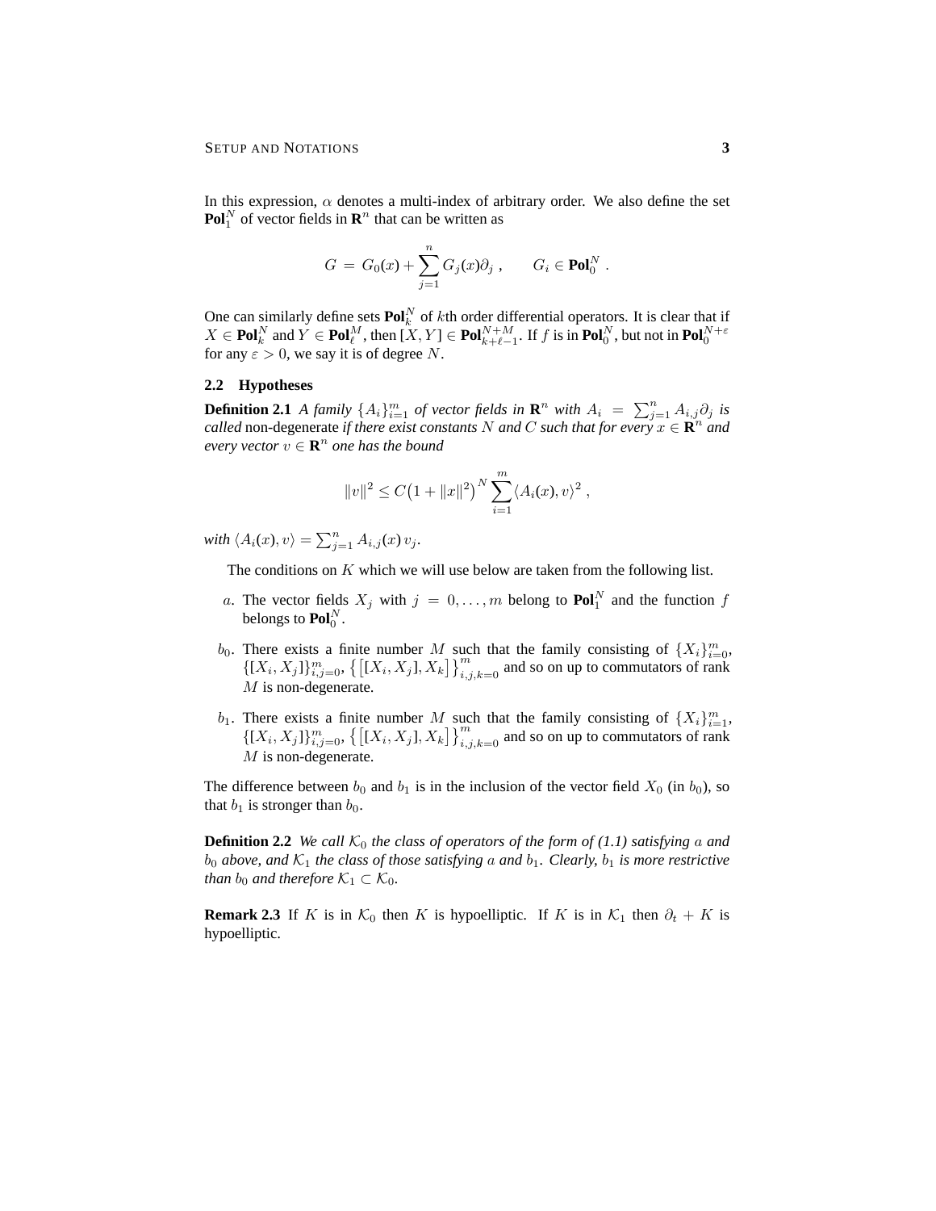In this expression, $\alpha$ denotes a multi-index of arbitrary order. We also define the set $\mathbf{Pol}_1^N$ of vector fields in $\mathbf{R}^n$ that can be written as

$$G \,=\, G_0(x) + \sum_{j=1}^n G_j(x)\partial_j \;, \qquad G_i \in \mathbf{Pol}_0^N \;.$$

One can similarly define sets $\mathbf{Pol}_k^N$ of $k$th order differential operators. It is clear that if $X \in \mathbf{Pol}_k^N$ and $Y \in \mathbf{Pol}_\ell^M$, then $[X,Y] \in \mathbf{Pol}_{k+\ell-1}^{N+M}$. If $f$ is in $\mathbf{Pol}_0^N$, but not in $\mathbf{Pol}_0^{N+\varepsilon}$ for any $\varepsilon > 0$, we say it is of degree $N$.

### 2.2 Hypotheses

**Definition 2.1** *A family $\{A_i\}_{i=1}^m$ of vector fields in $\mathbf{R}^n$ with $A_i = \sum_{j=1}^n A_{i,j}\partial_j$ is called* non-degenerate *if there exist constants $N$ and $C$ such that for every $x \in \mathbf{R}^n$ and every vector $v \in \mathbf{R}^n$ one has the bound*

$$\|v\|^2 \le C\big(1 + \|x\|^2\big)^N \sum_{i=1}^m \langle A_i(x), v\rangle^2 \;,$$

*with $\langle A_i(x), v\rangle = \sum_{j=1}^n A_{i,j}(x)\, v_j$.*

The conditions on $K$ which we will use below are taken from the following list.

- $a$. The vector fields $X_j$ with $j = 0,\ldots,m$ belong to $\mathbf{Pol}_1^N$ and the function $f$ belongs to $\mathbf{Pol}_0^N$.
- $b_0$. There exists a finite number $M$ such that the family consisting of $\{X_i\}_{i=0}^m$, $\{[X_i,X_j]\}_{i,j=0}^m$, $\big\{\big[[X_i,X_j],X_k\big]\big\}_{i,j,k=0}^m$ and so on up to commutators of rank $M$ is non-degenerate.
- $b_1$. There exists a finite number $M$ such that the family consisting of $\{X_i\}_{i=1}^m$, $\{[X_i,X_j]\}_{i,j=0}^m$, $\big\{\big[[X_i,X_j],X_k\big]\big\}_{i,j,k=0}^m$ and so on up to commutators of rank $M$ is non-degenerate.

The difference between $b_0$ and $b_1$ is in the inclusion of the vector field $X_0$ (in $b_0$), so that $b_1$ is stronger than $b_0$.

**Definition 2.2** *We call $\mathcal{K}_0$ the class of operators of the form of (1.1) satisfying $a$ and $b_0$ above, and $\mathcal{K}_1$ the class of those satisfying $a$ and $b_1$. Clearly, $b_1$ is more restrictive than $b_0$ and therefore $\mathcal{K}_1 \subset \mathcal{K}_0$.*

**Remark 2.3** If $K$ is in $\mathcal{K}_0$ then $K$ is hypoelliptic. If $K$ is in $\mathcal{K}_1$ then $\partial_t + K$ is hypoelliptic.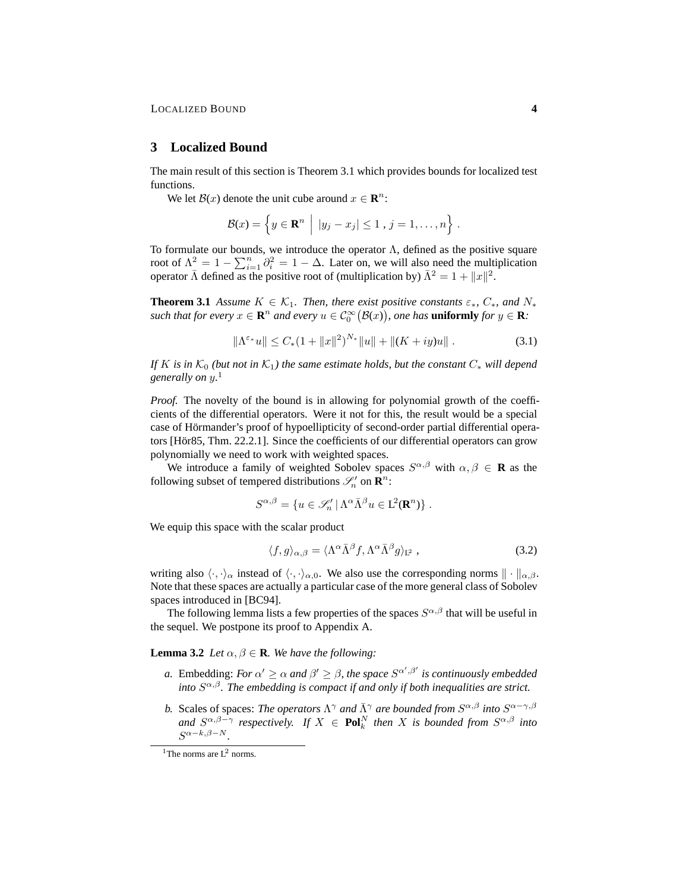## 3 Localized Bound

The main result of this section is Theorem 3.1 which provides bounds for localized test functions.

We let $\mathcal{B}(x)$ denote the unit cube around $x \in \mathbf{R}^n$:

$$\mathcal{B}(x) = \left\{ y \in \mathbf{R}^n \;\middle|\; |y_j - x_j| \leq 1 \;,\; j = 1, \ldots, n \right\} .$$

To formulate our bounds, we introduce the operator $\Lambda$, defined as the positive square root of $\Lambda^2 = 1 - \sum_{i=1}^n \partial_i^2 = 1 - \Delta$. Later on, we will also need the multiplication operator $\bar{\Lambda}$ defined as the positive root of (multiplication by) $\bar{\Lambda}^2 = 1 + \|x\|^2$.

**Theorem 3.1** *Assume $K \in \mathcal{K}_1$. Then, there exist positive constants $\varepsilon_*$, $C_*$, and $N_*$ such that for every $x \in \mathbf{R}^n$ and every $u \in \mathcal{C}_0^\infty\big(\mathcal{B}(x)\big)$, one has* **uniformly** *for $y \in \mathbf{R}$:*

$$\|\Lambda^{\varepsilon_*} u\| \leq C_* (1 + \|x\|^2)^{N_*} \|u\| + \|(K + iy)u\| \;. \tag{3.1}$$

*If $K$ is in $\mathcal{K}_0$ (but not in $\mathcal{K}_1$) the same estimate holds, but the constant $C_*$ will depend generally on $y$.*[1]

*Proof.* The novelty of the bound is in allowing for polynomial growth of the coefficients of the differential operators. Were it not for this, the result would be a special case of Hörmander's proof of hypoellipticity of second-order partial differential operators [Hör85, Thm. 22.2.1]. Since the coefficients of our differential operators can grow polynomially we need to work with weighted spaces.

We introduce a family of weighted Sobolev spaces $S^{\alpha,\beta}$ with $\alpha, \beta \in \mathbf{R}$ as the following subset of tempered distributions $\mathscr{S}_n'$ on $\mathbf{R}^n$:

$$S^{\alpha,\beta} = \{ u \in \mathscr{S}_n' \,|\, \Lambda^\alpha \bar{\Lambda}^\beta u \in \mathrm{L}^2(\mathbf{R}^n) \} \;.$$

We equip this space with the scalar product

$$\langle f, g \rangle_{\alpha,\beta} = \langle \Lambda^\alpha \bar{\Lambda}^\beta f, \Lambda^\alpha \bar{\Lambda}^\beta g \rangle_{\mathrm{L}^2} \;, \tag{3.2}$$

writing also $\langle \cdot, \cdot \rangle_\alpha$ instead of $\langle \cdot, \cdot \rangle_{\alpha,0}$. We also use the corresponding norms $\| \cdot \|_{\alpha,\beta}$. Note that these spaces are actually a particular case of the more general class of Sobolev spaces introduced in [BC94].

The following lemma lists a few properties of the spaces $S^{\alpha,\beta}$ that will be useful in the sequel. We postpone its proof to Appendix A.

**Lemma 3.2** *Let $\alpha, \beta \in \mathbf{R}$. We have the following:*

*a.* Embedding: *For $\alpha' \geq \alpha$ and $\beta' \geq \beta$, the space $S^{\alpha',\beta'}$ is continuously embedded into $S^{\alpha,\beta}$. The embedding is compact if and only if both inequalities are strict.*

*b.* Scales of spaces: *The operators $\Lambda^\gamma$ and $\bar{\Lambda}^\gamma$ are bounded from $S^{\alpha,\beta}$ into $S^{\alpha-\gamma,\beta}$ and $S^{\alpha,\beta-\gamma}$ respectively. If $X \in$ **Pol**$_k^N$ then $X$ is bounded from $S^{\alpha,\beta}$ into $S^{\alpha-k,\beta-N}$.*

[1] The norms are $\mathrm{L}^2$ norms.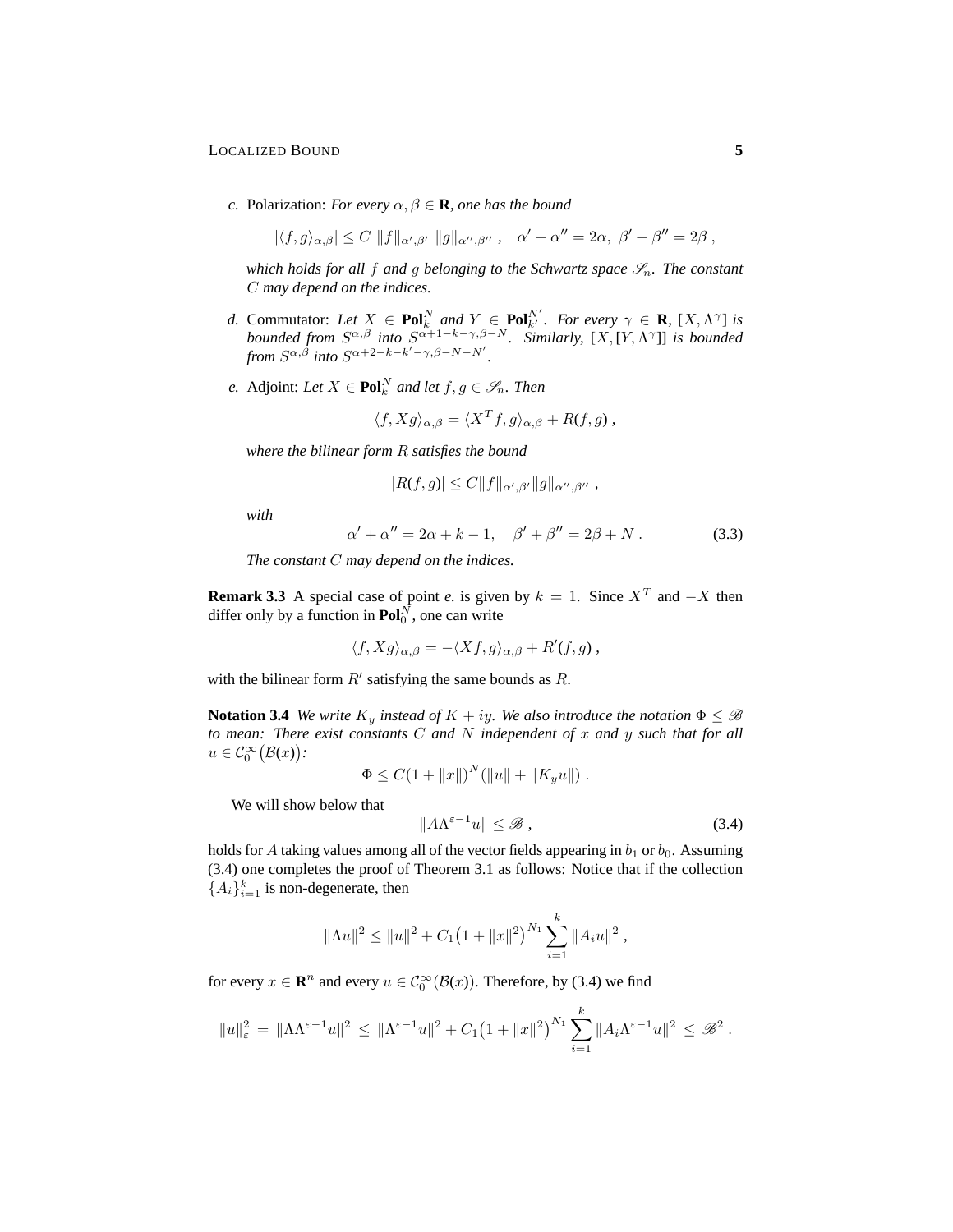*c.* Polarization: *For every $\alpha, \beta \in \mathbf{R}$, one has the bound*

$$|\langle f, g\rangle_{\alpha,\beta}| \leq C \;\|f\|_{\alpha',\beta'}\; \|g\|_{\alpha'',\beta''}\;, \quad \alpha' + \alpha'' = 2\alpha,\ \beta' + \beta'' = 2\beta\;,$$

*which holds for all $f$ and $g$ belonging to the Schwartz space $\mathscr{S}_n$. The constant $C$ may depend on the indices.*

*d.* Commutator: *Let $X \in \mathbf{Pol}_k^N$ and $Y \in \mathbf{Pol}_{k'}^{N'}$. For every $\gamma \in \mathbf{R}$, $[X, \Lambda^\gamma]$ is bounded from $S^{\alpha,\beta}$ into $S^{\alpha+1-k-\gamma,\beta-N}$. Similarly, $[X,[Y,\Lambda^\gamma]]$ is bounded from $S^{\alpha,\beta}$ into $S^{\alpha+2-k-k'-\gamma,\beta-N-N'}$.*

*e.* Adjoint: *Let $X \in \mathbf{Pol}_k^N$ and let $f, g \in \mathscr{S}_n$. Then*

$$\langle f, Xg\rangle_{\alpha,\beta} = \langle X^T f, g\rangle_{\alpha,\beta} + R(f,g)\;,$$

*where the bilinear form $R$ satisfies the bound*

$$|R(f,g)| \leq C\|f\|_{\alpha',\beta'}\|g\|_{\alpha'',\beta''}\;,$$

*with*

$$\alpha' + \alpha'' = 2\alpha + k - 1, \quad \beta' + \beta'' = 2\beta + N\;. \tag{3.3}$$

*The constant $C$ may depend on the indices.*

**Remark 3.3** A special case of point *e.* is given by $k = 1$. Since $X^T$ and $-X$ then differ only by a function in $\mathbf{Pol}_0^N$, one can write

$$\langle f, Xg\rangle_{\alpha,\beta} = -\langle Xf, g\rangle_{\alpha,\beta} + R'(f,g)\;,$$

with the bilinear form $R'$ satisfying the same bounds as $R$.

**Notation 3.4** *We write $K_y$ instead of $K + iy$. We also introduce the notation $\Phi \leq \mathscr{B}$ to mean: There exist constants $C$ and $N$ independent of $x$ and $y$ such that for all $u \in \mathcal{C}_0^\infty\big(\mathcal{B}(x)\big)$:*

$$\Phi \leq C(1 + \|x\|)^N(\|u\| + \|K_y u\|)\;.$$

We will show below that

$$\|A\Lambda^{\varepsilon-1}u\| \leq \mathscr{B}\;, \tag{3.4}$$

holds for $A$ taking values among all of the vector fields appearing in $b_1$ or $b_0$. Assuming (3.4) one completes the proof of Theorem 3.1 as follows: Notice that if the collection $\{A_i\}_{i=1}^k$ is non-degenerate, then

$$\|\Lambda u\|^2 \leq \|u\|^2 + C_1\big(1 + \|x\|^2\big)^{N_1}\sum_{i=1}^k \|A_i u\|^2\;,$$

for every $x \in \mathbf{R}^n$ and every $u \in \mathcal{C}_0^\infty(\mathcal{B}(x))$. Therefore, by (3.4) we find

$$\|u\|_\varepsilon^2 \;=\; \|\Lambda\Lambda^{\varepsilon-1}u\|^2 \;\leq\; \|\Lambda^{\varepsilon-1}u\|^2 + C_1\big(1 + \|x\|^2\big)^{N_1}\sum_{i=1}^k \|A_i\Lambda^{\varepsilon-1}u\|^2 \;\leq\; \mathscr{B}^2\;.$$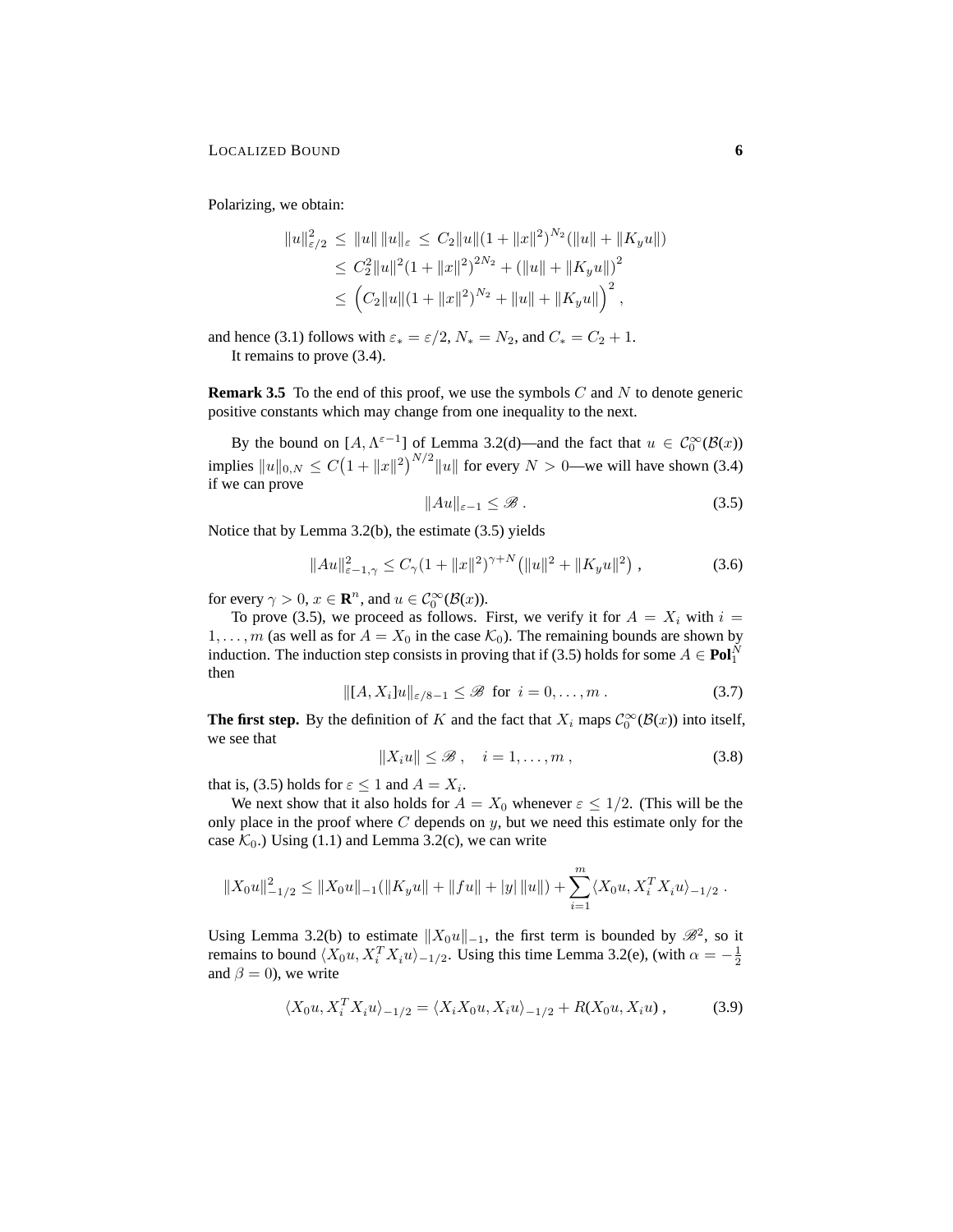Polarizing, we obtain:

$$
\begin{aligned}
\|u\|_{\varepsilon/2}^2 &\le \|u\|\,\|u\|_\varepsilon \le C_2\|u\|(1+\|x\|^2)^{N_2}(\|u\|+\|K_y u\|)\\
&\le C_2^2\|u\|^2(1+\|x\|^2)^{2N_2} + (\|u\|+\|K_y u\|)^2\\
&\le \Big(C_2\|u\|(1+\|x\|^2)^{N_2} + \|u\| + \|K_y u\|\Big)^2 ,
\end{aligned}
$$

and hence (3.1) follows with $\varepsilon_* = \varepsilon/2$, $N_* = N_2$, and $C_* = C_2 + 1$.

It remains to prove (3.4).

**Remark 3.5** To the end of this proof, we use the symbols $C$ and $N$ to denote generic positive constants which may change from one inequality to the next.

By the bound on $[A, \Lambda^{\varepsilon-1}]$ of Lemma 3.2(d)—and the fact that $u \in \mathcal{C}_0^\infty(\mathcal{B}(x))$ implies $\|u\|_{0,N} \le C\big(1+\|x\|^2\big)^{N/2}\|u\|$ for every $N > 0$—we will have shown (3.4) if we can prove

$$
\|Au\|_{\varepsilon-1} \le \mathscr{B} \,. \tag{3.5}
$$

Notice that by Lemma 3.2(b), the estimate (3.5) yields

$$
\|Au\|_{\varepsilon-1,\gamma}^2 \le C_\gamma(1+\|x\|^2)^{\gamma+N}\big(\|u\|^2 + \|K_y u\|^2\big) \,, \tag{3.6}
$$

for every $\gamma > 0$, $x \in \mathbf{R}^n$, and $u \in \mathcal{C}_0^\infty(\mathcal{B}(x))$.

To prove (3.5), we proceed as follows. First, we verify it for $A = X_i$ with $i = 1, \dots, m$ (as well as for $A = X_0$ in the case $\mathcal{K}_0$). The remaining bounds are shown by induction. The induction step consists in proving that if (3.5) holds for some $A \in \mathbf{Pol}_1^N$ then

$$
\|[A, X_i]u\|_{\varepsilon/8-1} \le \mathscr{B} \ \text{ for } \ i = 0, \dots, m \,. \tag{3.7}
$$

**The first step.** By the definition of $K$ and the fact that $X_i$ maps $\mathcal{C}_0^\infty(\mathcal{B}(x))$ into itself, we see that

$$
\|X_i u\| \le \mathscr{B} \,, \quad i = 1, \dots, m \,, \tag{3.8}
$$

that is, (3.5) holds for $\varepsilon \le 1$ and $A = X_i$.

We next show that it also holds for $A = X_0$ whenever $\varepsilon \le 1/2$. (This will be the only place in the proof where $C$ depends on $y$, but we need this estimate only for the case $\mathcal{K}_0$.) Using (1.1) and Lemma 3.2(c), we can write

$$
\|X_0 u\|_{-1/2}^2 \le \|X_0 u\|_{-1}(\|K_y u\| + \|fu\| + |y|\,\|u\|) + \sum_{i=1}^m \langle X_0 u, X_i^T X_i u\rangle_{-1/2} \,.
$$

Using Lemma 3.2(b) to estimate $\|X_0 u\|_{-1}$, the first term is bounded by $\mathscr{B}^2$, so it remains to bound $\langle X_0 u, X_i^T X_i u\rangle_{-1/2}$. Using this time Lemma 3.2(e), (with $\alpha = -\frac{1}{2}$ and $\beta = 0$), we write

$$
\langle X_0 u, X_i^T X_i u\rangle_{-1/2} = \langle X_i X_0 u, X_i u\rangle_{-1/2} + R(X_0 u, X_i u) \,, \tag{3.9}
$$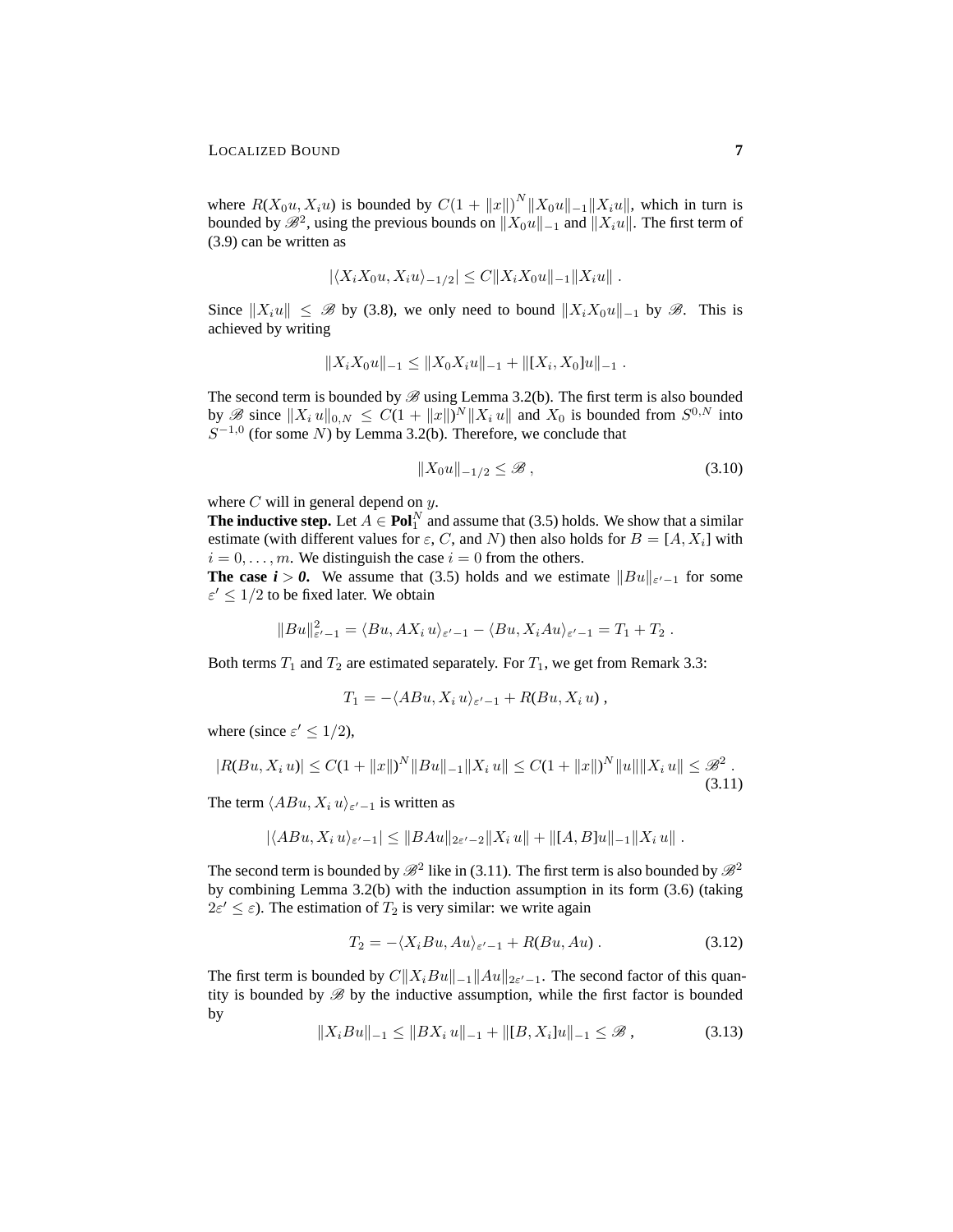where $R(X_0 u, X_i u)$ is bounded by $C(1 + \|x\|)^N \|X_0 u\|_{-1} \|X_i u\|$, which in turn is bounded by $\mathscr{B}^2$, using the previous bounds on $\|X_0 u\|_{-1}$ and $\|X_i u\|$. The first term of (3.9) can be written as

$$|\langle X_i X_0 u, X_i u\rangle_{-1/2}| \leq C\|X_i X_0 u\|_{-1} \|X_i u\| \ .$$

Since $\|X_i u\| \leq \mathscr{B}$ by (3.8), we only need to bound $\|X_i X_0 u\|_{-1}$ by $\mathscr{B}$. This is achieved by writing

$$\|X_i X_0 u\|_{-1} \leq \|X_0 X_i u\|_{-1} + \|[X_i, X_0]u\|_{-1} \ .$$

The second term is bounded by $\mathscr{B}$ using Lemma 3.2(b). The first term is also bounded by $\mathscr{B}$ since $\|X_i\, u\|_{0,N} \leq C(1 + \|x\|)^N \|X_i\, u\|$ and $X_0$ is bounded from $S^{0,N}$ into $S^{-1,0}$ (for some $N$) by Lemma 3.2(b). Therefore, we conclude that

$$\|X_0 u\|_{-1/2} \leq \mathscr{B} \ , \tag{3.10}$$

where $C$ will in general depend on $y$.

**The inductive step.** Let $A \in \mathbf{Pol}_1^N$ and assume that (3.5) holds. We show that a similar estimate (with different values for $\varepsilon$, $C$, and $N$) then also holds for $B = [A, X_i]$ with $i = 0, \ldots, m$. We distinguish the case $i = 0$ from the others.

***The case $i > 0$.*** We assume that (3.5) holds and we estimate $\|Bu\|_{\varepsilon' - 1}$ for some $\varepsilon' \leq 1/2$ to be fixed later. We obtain

$$\|Bu\|^2_{\varepsilon'-1} = \langle Bu, AX_i\, u\rangle_{\varepsilon'-1} - \langle Bu, X_i Au\rangle_{\varepsilon'-1} = T_1 + T_2 \ .$$

Both terms $T_1$ and $T_2$ are estimated separately. For $T_1$, we get from Remark 3.3:

$$T_1 = -\langle ABu, X_i\, u\rangle_{\varepsilon'-1} + R(Bu, X_i\, u) \ ,$$

where (since $\varepsilon' \leq 1/2$),

$$|R(Bu, X_i\, u)| \leq C(1 + \|x\|)^N \|Bu\|_{-1} \|X_i\, u\| \leq C(1 + \|x\|)^N \|u\| \|X_i\, u\| \leq \mathscr{B}^2 \ . \tag{3.11}$$

The term $\langle ABu, X_i\, u\rangle_{\varepsilon'-1}$ is written as

$$|\langle ABu, X_i\, u\rangle_{\varepsilon'-1}| \leq \|BAu\|_{2\varepsilon'-2} \|X_i\, u\| + \|[A, B]u\|_{-1} \|X_i\, u\| \ .$$

The second term is bounded by $\mathscr{B}^2$ like in (3.11). The first term is also bounded by $\mathscr{B}^2$ by combining Lemma 3.2(b) with the induction assumption in its form (3.6) (taking $2\varepsilon' \leq \varepsilon$). The estimation of $T_2$ is very similar: we write again

$$T_2 = -\langle X_i Bu, Au\rangle_{\varepsilon'-1} + R(Bu, Au) \ . \tag{3.12}$$

The first term is bounded by $C\|X_i Bu\|_{-1} \|Au\|_{2\varepsilon'-1}$. The second factor of this quantity is bounded by $\mathscr{B}$ by the inductive assumption, while the first factor is bounded by

$$\|X_i Bu\|_{-1} \leq \|BX_i\, u\|_{-1} + \|[B, X_i]u\|_{-1} \leq \mathscr{B} \ , \tag{3.13}$$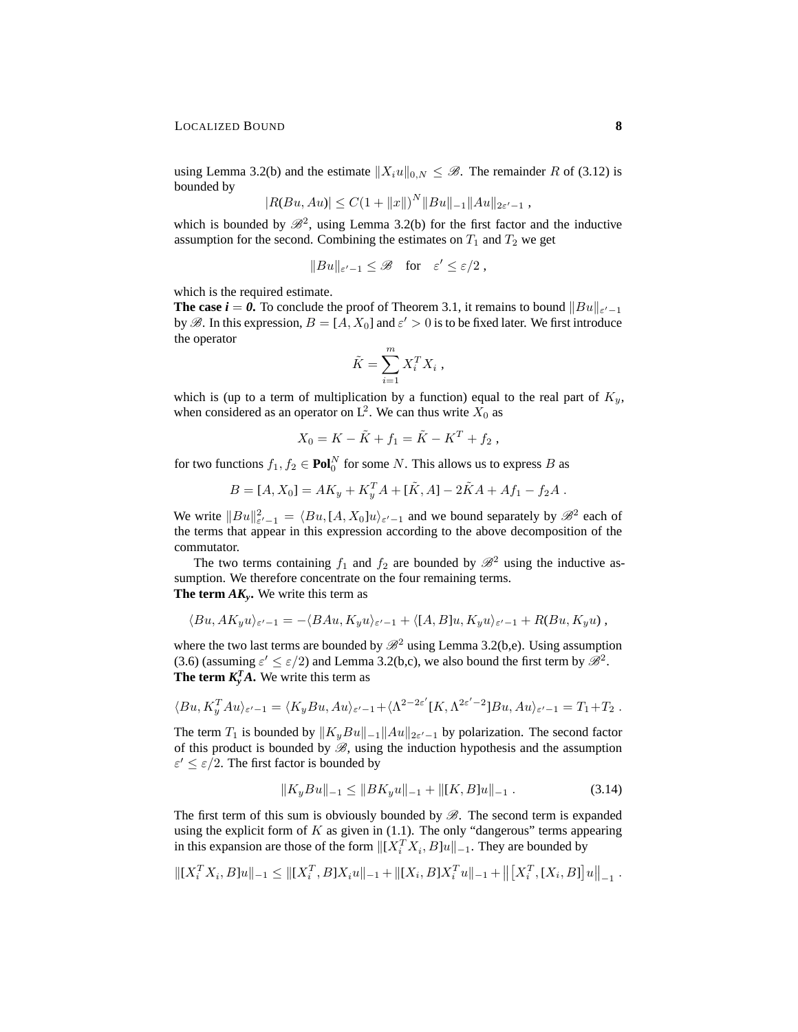using Lemma 3.2(b) and the estimate $\|X_i u\|_{0,N} \le \mathscr{B}$. The remainder $R$ of (3.12) is bounded by

$$|R(Bu, Au)| \le C(1 + \|x\|)^N \|Bu\|_{-1} \|Au\|_{2\varepsilon'-1} ,$$

which is bounded by $\mathscr{B}^2$, using Lemma 3.2(b) for the first factor and the inductive assumption for the second. Combining the estimates on $T_1$ and $T_2$ we get

$$\|Bu\|_{\varepsilon'-1} \le \mathscr{B} \quad \text{for} \quad \varepsilon' \le \varepsilon/2 ,$$

which is the required estimate.

**The case *i* = *0*.** To conclude the proof of Theorem 3.1, it remains to bound $\|Bu\|_{\varepsilon'-1}$ by $\mathscr{B}$. In this expression, $B = [A, X_0]$ and $\varepsilon' > 0$ is to be fixed later. We first introduce the operator

$$\tilde{K} = \sum_{i=1}^{m} X_i^T X_i ,$$

which is (up to a term of multiplication by a function) equal to the real part of $K_y$, when considered as an operator on $\mathrm{L}^2$. We can thus write $X_0$ as

$$X_0 = K - \tilde{K} + f_1 = \tilde{K} - K^T + f_2 ,$$

for two functions $f_1, f_2 \in \mathbf{Pol}_0^N$ for some $N$. This allows us to express $B$ as

$$B = [A, X_0] = AK_y + K_y^T A + [\tilde{K}, A] - 2\tilde{K}A + Af_1 - f_2 A .$$

We write $\|Bu\|^2_{\varepsilon'-1} = \langle Bu, [A, X_0]u \rangle_{\varepsilon'-1}$ and we bound separately by $\mathscr{B}^2$ each of the terms that appear in this expression according to the above decomposition of the commutator.

The two terms containing $f_1$ and $f_2$ are bounded by $\mathscr{B}^2$ using the inductive assumption. We therefore concentrate on the four remaining terms.

**The term $AK_y$.** We write this term as

$$\langle Bu, AK_y u \rangle_{\varepsilon'-1} = -\langle BAu, K_y u \rangle_{\varepsilon'-1} + \langle [A, B]u, K_y u \rangle_{\varepsilon'-1} + R(Bu, K_y u) ,$$

where the two last terms are bounded by $\mathscr{B}^2$ using Lemma 3.2(b,e). Using assumption (3.6) (assuming $\varepsilon' \le \varepsilon/2$) and Lemma 3.2(b,c), we also bound the first term by $\mathscr{B}^2$.

**The term $K_y^T A$.** We write this term as

$$\langle Bu, K_y^T Au \rangle_{\varepsilon'-1} = \langle K_y Bu, Au \rangle_{\varepsilon'-1} + \langle \Lambda^{2-2\varepsilon'} [K, \Lambda^{2\varepsilon'-2}] Bu, Au \rangle_{\varepsilon'-1} = T_1 + T_2 .$$

The term $T_1$ is bounded by $\|K_y Bu\|_{-1} \|Au\|_{2\varepsilon'-1}$ by polarization. The second factor of this product is bounded by $\mathscr{B}$, using the induction hypothesis and the assumption $\varepsilon' \le \varepsilon/2$. The first factor is bounded by

$$\|K_y Bu\|_{-1} \le \|BK_y u\|_{-1} + \|[K, B]u\|_{-1} . \tag{3.14}$$

The first term of this sum is obviously bounded by $\mathscr{B}$. The second term is expanded using the explicit form of $K$ as given in (1.1). The only "dangerous" terms appearing in this expansion are those of the form $\|[X_i^T X_i, B]u\|_{-1}$. They are bounded by

$$\|[X_i^T X_i, B]u\|_{-1} \le \|[X_i^T, B]X_i u\|_{-1} + \|[X_i, B]X_i^T u\|_{-1} + \big\| \big[X_i^T, [X_i, B]\big] u \big\|_{-1} .$$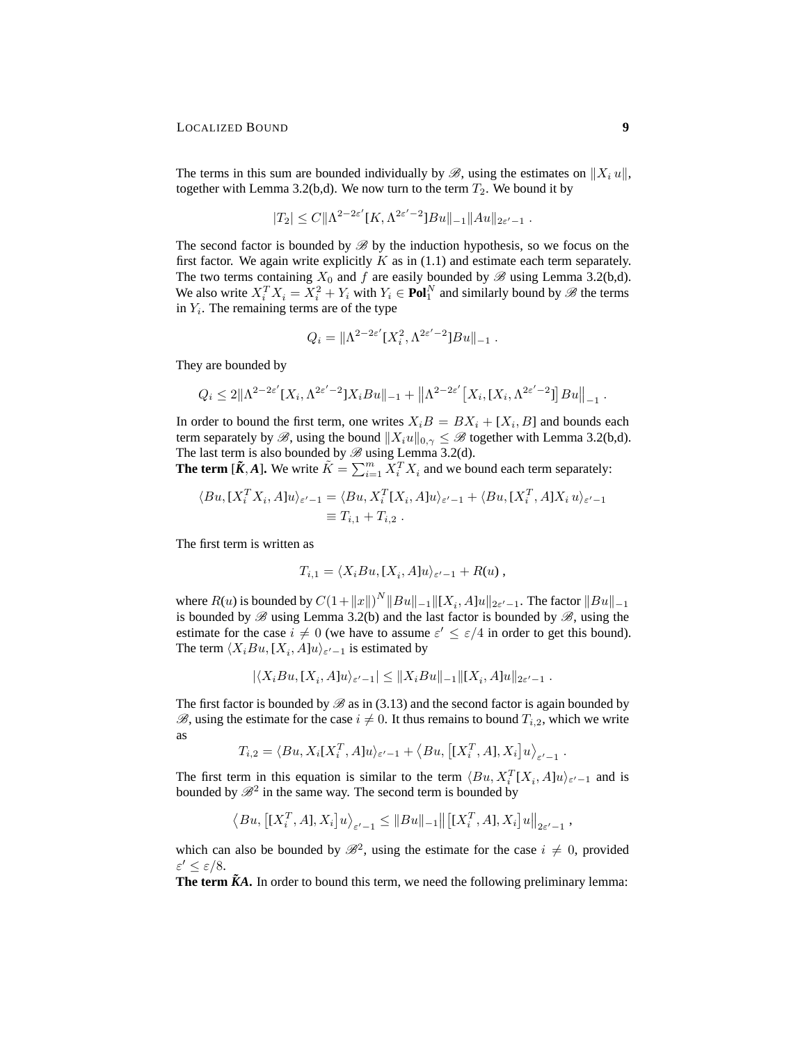The terms in this sum are bounded individually by $\mathscr{B}$, using the estimates on $\|X_i\, u\|$, together with Lemma 3.2(b,d). We now turn to the term $T_2$. We bound it by

$$|T_2| \leq C\|\Lambda^{2-2\varepsilon'}[K, \Lambda^{2\varepsilon'-2}]Bu\|_{-1}\|Au\|_{2\varepsilon'-1} \;.$$

The second factor is bounded by $\mathscr{B}$ by the induction hypothesis, so we focus on the first factor. We again write explicitly $K$ as in (1.1) and estimate each term separately. The two terms containing $X_0$ and $f$ are easily bounded by $\mathscr{B}$ using Lemma 3.2(b,d). We also write $X_i^T X_i = X_i^2 + Y_i$ with $Y_i \in \mathbf{Pol}_1^N$ and similarly bound by $\mathscr{B}$ the terms in $Y_i$. The remaining terms are of the type

$$Q_i = \|\Lambda^{2-2\varepsilon'}[X_i^2, \Lambda^{2\varepsilon'-2}]Bu\|_{-1} \;.$$

They are bounded by

$$Q_i \leq 2\|\Lambda^{2-2\varepsilon'}[X_i, \Lambda^{2\varepsilon'-2}]X_iBu\|_{-1} + \left\|\Lambda^{2-2\varepsilon'}\left[X_i, [X_i, \Lambda^{2\varepsilon'-2}]\right]Bu\right\|_{-1} \;.$$

In order to bound the first term, one writes $X_iB = BX_i + [X_i, B]$ and bounds each term separately by $\mathscr{B}$, using the bound $\|X_iu\|_{0,\gamma} \leq \mathscr{B}$ together with Lemma 3.2(b,d). The last term is also bounded by $\mathscr{B}$ using Lemma 3.2(d).

**The term $[\tilde{K}, A]$.** We write $\tilde{K} = \sum_{i=1}^m X_i^T X_i$ and we bound each term separately:

$$\begin{aligned}\langle Bu, [X_i^T X_i, A]u\rangle_{\varepsilon'-1} &= \langle Bu, X_i^T[X_i, A]u\rangle_{\varepsilon'-1} + \langle Bu, [X_i^T, A]X_i\, u\rangle_{\varepsilon'-1} \\ &\equiv T_{i,1} + T_{i,2} \;.\end{aligned}$$

The first term is written as

$$T_{i,1} = \langle X_iBu, [X_i, A]u\rangle_{\varepsilon'-1} + R(u) \;,$$

where $R(u)$ is bounded by $C(1+\|x\|)^N\|Bu\|_{-1}\|[X_i, A]u\|_{2\varepsilon'-1}$. The factor $\|Bu\|_{-1}$ is bounded by $\mathscr{B}$ using Lemma 3.2(b) and the last factor is bounded by $\mathscr{B}$, using the estimate for the case $i \neq 0$ (we have to assume $\varepsilon' \leq \varepsilon/4$ in order to get this bound). The term $\langle X_iBu, [X_i, A]u\rangle_{\varepsilon'-1}$ is estimated by

$$|\langle X_iBu, [X_i, A]u\rangle_{\varepsilon'-1}| \leq \|X_iBu\|_{-1}\|[X_i, A]u\|_{2\varepsilon'-1} \;.$$

The first factor is bounded by $\mathscr{B}$ as in (3.13) and the second factor is again bounded by $\mathscr{B}$, using the estimate for the case $i \neq 0$. It thus remains to bound $T_{i,2}$, which we write as

$$T_{i,2} = \langle Bu, X_i[X_i^T, A]u\rangle_{\varepsilon'-1} + \left\langle Bu, \left[[X_i^T, A], X_i\right]u\right\rangle_{\varepsilon'-1} \;.$$

The first term in this equation is similar to the term $\langle Bu, X_i^T[X_i, A]u\rangle_{\varepsilon'-1}$ and is bounded by $\mathscr{B}^2$ in the same way. The second term is bounded by

$$\left\langle Bu, \left[[X_i^T, A], X_i\right]u\right\rangle_{\varepsilon'-1} \leq \|Bu\|_{-1}\left\|\left[[X_i^T, A], X_i\right]u\right\|_{2\varepsilon'-1} \;,$$

which can also be bounded by $\mathscr{B}^2$, using the estimate for the case $i \neq 0$, provided $\varepsilon' \leq \varepsilon/8$.

**The term $\tilde{K}A$.** In order to bound this term, we need the following preliminary lemma: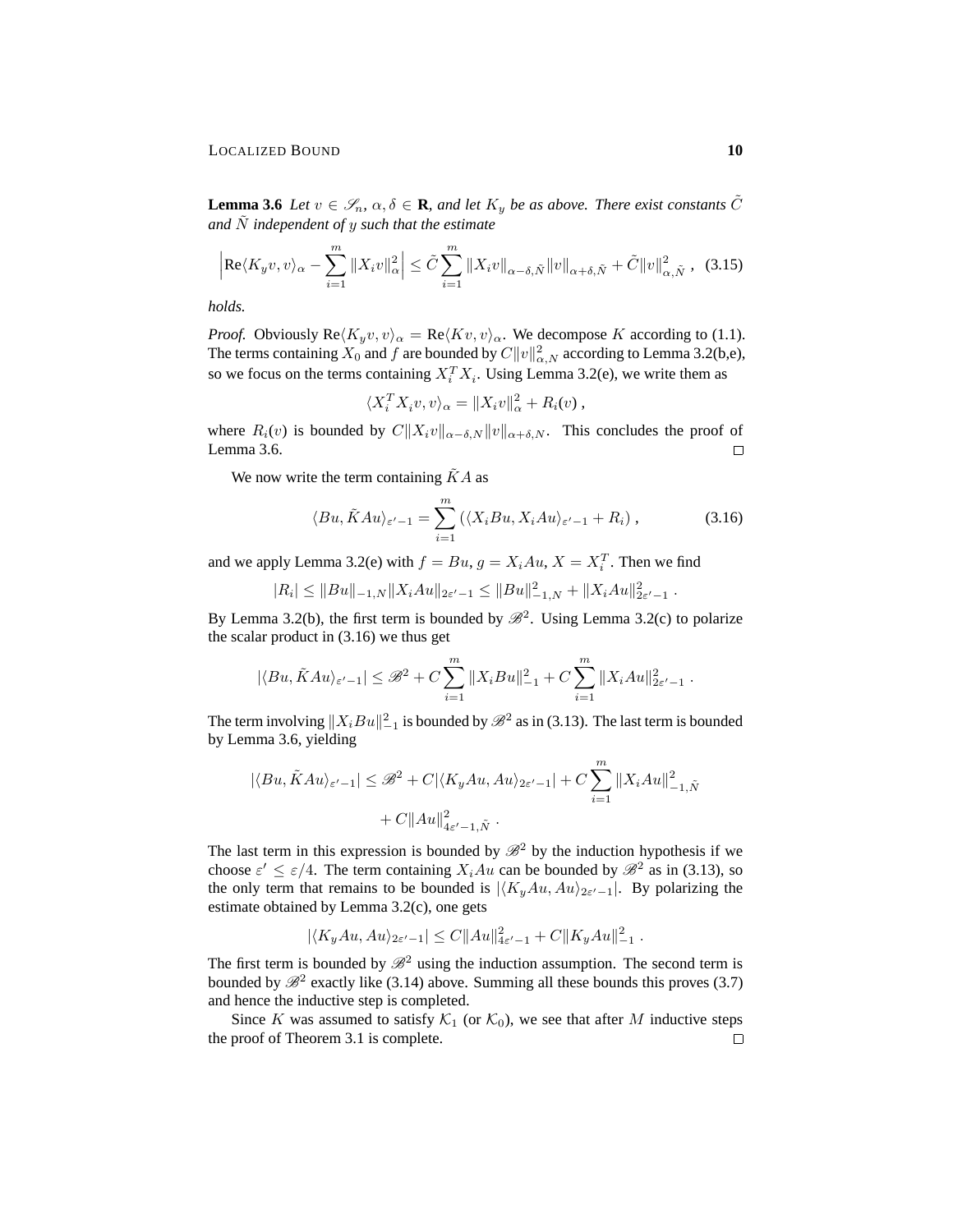**Lemma 3.6** *Let $v \in \mathscr{S}_n$, $\alpha, \delta \in \mathbf{R}$, and let $K_y$ be as above. There exist constants $\tilde{C}$ and $\tilde{N}$ independent of $y$ such that the estimate*

$$\Big| \mathrm{Re}\langle K_y v, v\rangle_\alpha - \sum_{i=1}^m \|X_i v\|_\alpha^2 \Big| \le \tilde{C} \sum_{i=1}^m \|X_i v\|_{\alpha-\delta,\tilde{N}} \|v\|_{\alpha+\delta,\tilde{N}} + \tilde{C}\|v\|_{\alpha,\tilde{N}}^2 \;, \tag{3.15}$$

*holds.*

*Proof.* Obviously $\mathrm{Re}\langle K_y v, v\rangle_\alpha = \mathrm{Re}\langle K v, v\rangle_\alpha$. We decompose $K$ according to (1.1). The terms containing $X_0$ and $f$ are bounded by $C\|v\|_{\alpha,N}^2$ according to Lemma 3.2(b,e), so we focus on the terms containing $X_i^T X_i$. Using Lemma 3.2(e), we write them as

$$\langle X_i^T X_i v, v\rangle_\alpha = \|X_i v\|_\alpha^2 + R_i(v) \;,$$

where $R_i(v)$ is bounded by $C\|X_i v\|_{\alpha-\delta,N}\|v\|_{\alpha+\delta,N}$. This concludes the proof of Lemma 3.6. □

We now write the term containing $\tilde{K}A$ as

$$\langle Bu, \tilde{K}Au\rangle_{\varepsilon'-1} = \sum_{i=1}^m \left( \langle X_i Bu, X_i Au\rangle_{\varepsilon'-1} + R_i \right) \;, \tag{3.16}$$

and we apply Lemma 3.2(e) with $f = Bu$, $g = X_i Au$, $X = X_i^T$. Then we find

$$|R_i| \le \|Bu\|_{-1,N} \|X_i Au\|_{2\varepsilon'-1} \le \|Bu\|_{-1,N}^2 + \|X_i Au\|_{2\varepsilon'-1}^2 \;.$$

By Lemma 3.2(b), the first term is bounded by $\mathscr{B}^2$. Using Lemma 3.2(c) to polarize the scalar product in (3.16) we thus get

$$|\langle Bu, \tilde{K}Au\rangle_{\varepsilon'-1}| \le \mathscr{B}^2 + C\sum_{i=1}^m \|X_i Bu\|_{-1}^2 + C\sum_{i=1}^m \|X_i Au\|_{2\varepsilon'-1}^2 \;.$$

The term involving $\|X_i Bu\|_{-1}^2$ is bounded by $\mathscr{B}^2$ as in (3.13). The last term is bounded by Lemma 3.6, yielding

$$\begin{aligned} |\langle Bu, \tilde{K}Au\rangle_{\varepsilon'-1}| \le \mathscr{B}^2 + C|\langle K_y Au, Au\rangle_{2\varepsilon'-1}| + C\sum_{i=1}^m \|X_i Au\|_{-1,\tilde{N}}^2 \\ + C\|Au\|_{4\varepsilon'-1,\tilde{N}}^2 \;. \end{aligned}$$

The last term in this expression is bounded by $\mathscr{B}^2$ by the induction hypothesis if we choose $\varepsilon' \le \varepsilon/4$. The term containing $X_i Au$ can be bounded by $\mathscr{B}^2$ as in (3.13), so the only term that remains to be bounded is $|\langle K_y Au, Au\rangle_{2\varepsilon'-1}|$. By polarizing the estimate obtained by Lemma 3.2(c), one gets

$$|\langle K_y Au, Au\rangle_{2\varepsilon'-1}| \le C\|Au\|_{4\varepsilon'-1}^2 + C\|K_y Au\|_{-1}^2 \;.$$

The first term is bounded by $\mathscr{B}^2$ using the induction assumption. The second term is bounded by $\mathscr{B}^2$ exactly like (3.14) above. Summing all these bounds this proves (3.7) and hence the inductive step is completed.

Since $K$ was assumed to satisfy $\mathcal{K}_1$ (or $\mathcal{K}_0$), we see that after $M$ inductive steps the proof of Theorem 3.1 is complete. □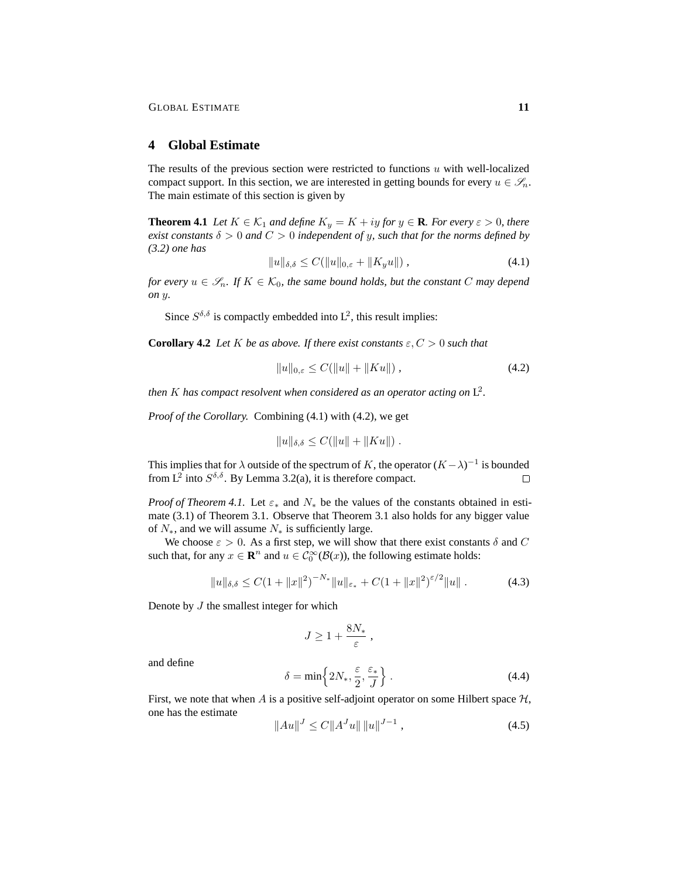## 4 Global Estimate

The results of the previous section were restricted to functions $u$ with well-localized compact support. In this section, we are interested in getting bounds for every $u \in \mathscr{S}_n$. The main estimate of this section is given by

**Theorem 4.1** *Let $K \in \mathcal{K}_1$ and define $K_y = K + iy$ for $y \in \mathbf{R}$. For every $\varepsilon > 0$, there exist constants $\delta > 0$ and $C > 0$ independent of $y$, such that for the norms defined by (3.2) one has*

$$\|u\|_{\delta,\delta} \le C(\|u\|_{0,\varepsilon} + \|K_y u\|) \;, \tag{4.1}$$

*for every $u \in \mathscr{S}_n$. If $K \in \mathcal{K}_0$, the same bound holds, but the constant $C$ may depend on $y$.*

Since $S^{\delta,\delta}$ is compactly embedded into $\mathrm{L}^2$, this result implies:

**Corollary 4.2** *Let $K$ be as above. If there exist constants $\varepsilon, C > 0$ such that*

$$\|u\|_{0,\varepsilon} \le C(\|u\| + \|Ku\|) \;, \tag{4.2}$$

*then $K$ has compact resolvent when considered as an operator acting on $\mathrm{L}^2$.*

*Proof of the Corollary.* Combining (4.1) with (4.2), we get

$$\|u\|_{\delta,\delta} \le C(\|u\| + \|Ku\|) \;.$$

This implies that for $\lambda$ outside of the spectrum of $K$, the operator $(K-\lambda)^{-1}$ is bounded from $\mathrm{L}^2$ into $S^{\delta,\delta}$. By Lemma 3.2(a), it is therefore compact. □

*Proof of Theorem 4.1.* Let $\varepsilon_*$ and $N_*$ be the values of the constants obtained in estimate (3.1) of Theorem 3.1. Observe that Theorem 3.1 also holds for any bigger value of $N_*$, and we will assume $N_*$ is sufficiently large.

We choose $\varepsilon > 0$. As a first step, we will show that there exist constants $\delta$ and $C$ such that, for any $x \in \mathbf{R}^n$ and $u \in \mathcal{C}_0^\infty(\mathcal{B}(x))$, the following estimate holds:

$$\|u\|_{\delta,\delta} \le C(1 + \|x\|^2)^{-N_*}\|u\|_{\varepsilon_*} + C(1 + \|x\|^2)^{\varepsilon/2}\|u\| \;. \tag{4.3}$$

Denote by $J$ the smallest integer for which

$$J \ge 1 + \frac{8N_*}{\varepsilon} \;,$$

and define

$$\delta = \min\Big\{2N_*, \frac{\varepsilon}{2}, \frac{\varepsilon_*}{J}\Big\} \;. \tag{4.4}$$

First, we note that when $A$ is a positive self-adjoint operator on some Hilbert space $\mathcal{H}$, one has the estimate

$$\|Au\|^J \le C\|A^J u\|\,\|u\|^{J-1} \;, \tag{4.5}$$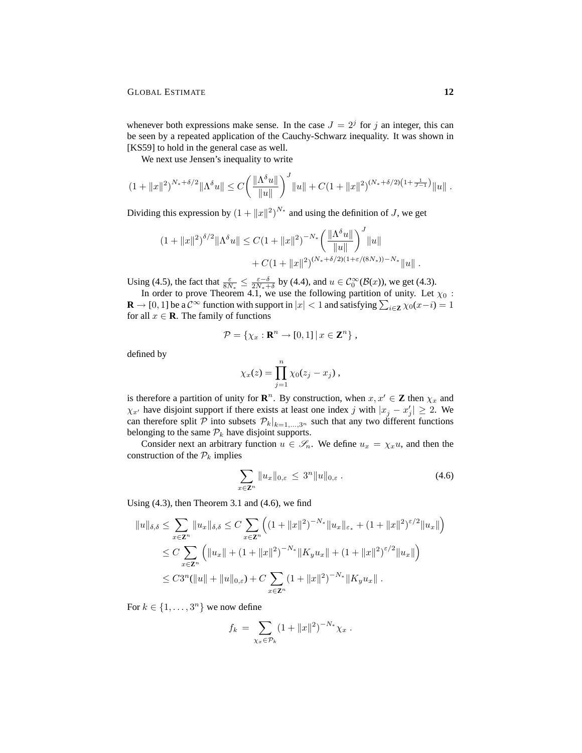whenever both expressions make sense. In the case $J = 2^j$ for $j$ an integer, this can be seen by a repeated application of the Cauchy-Schwarz inequality. It was shown in [KS59] to hold in the general case as well.

We next use Jensen's inequality to write

$$(1 + \|x\|^2)^{N_* + \delta/2} \|\Lambda^\delta u\| \le C \left( \frac{\|\Lambda^\delta u\|}{\|u\|} \right)^J \|u\| + C (1 + \|x\|^2)^{(N_* + \delta/2)\left(1 + \frac{1}{J-1}\right)} \|u\| \; .$$

Dividing this expression by $(1 + \|x\|^2)^{N_*}$ and using the definition of $J$, we get

$$\begin{aligned}
(1 + \|x\|^2)^{\delta/2} \|\Lambda^\delta u\| \le C (1 + \|x\|^2)^{-N_*} \left( \frac{\|\Lambda^\delta u\|}{\|u\|} \right)^J \|u\| \\
+ C (1 + \|x\|^2)^{(N_* + \delta/2)(1 + \varepsilon/(8N_*)) - N_*} \|u\| \; .
\end{aligned}$$

Using (4.5), the fact that $\frac{\varepsilon}{8N_*} \le \frac{\varepsilon - \delta}{2N_* + \delta}$ by (4.4), and $u \in \mathcal{C}_0^\infty(\mathcal{B}(x))$, we get (4.3).

In order to prove Theorem 4.1, we use the following partition of unity. Let $\chi_0 : \mathbf{R} \to [0,1]$ be a $\mathcal{C}^\infty$ function with support in $|x| < 1$ and satisfying $\sum_{i \in \mathbf{Z}} \chi_0(x - i) = 1$ for all $x \in \mathbf{R}$. The family of functions

$$\mathcal{P} = \{ \chi_x : \mathbf{R}^n \to [0,1] \,|\, x \in \mathbf{Z}^n \} \; ,$$

defined by

$$\chi_x(z) = \prod_{j=1}^n \chi_0(z_j - x_j) \; ,$$

is therefore a partition of unity for $\mathbf{R}^n$. By construction, when $x, x' \in \mathbf{Z}$ then $\chi_x$ and $\chi_{x'}$ have disjoint support if there exists at least one index $j$ with $|x_j - x'_j| \ge 2$. We can therefore split $\mathcal{P}$ into subsets $\mathcal{P}_k|_{k=1,\ldots,3^n}$ such that any two different functions belonging to the same $\mathcal{P}_k$ have disjoint supports.

Consider next an arbitrary function $u \in \mathscr{S}_n$. We define $u_x = \chi_x u$, and then the construction of the $\mathcal{P}_k$ implies

$$\sum_{x \in \mathbf{Z}^n} \|u_x\|_{0,\varepsilon} \;\le\; 3^n \|u\|_{0,\varepsilon} \; . \tag{4.6}$$

Using (4.3), then Theorem 3.1 and (4.6), we find

$$\begin{aligned}
\|u\|_{\delta,\delta} &\le \sum_{x \in \mathbf{Z}^n} \|u_x\|_{\delta,\delta} \le C \sum_{x \in \mathbf{Z}^n} \Big( (1 + \|x\|^2)^{-N_*} \|u_x\|_{\varepsilon_*} + (1 + \|x\|^2)^{\varepsilon/2} \|u_x\| \Big) \\
&\le C \sum_{x \in \mathbf{Z}^n} \Big( \|u_x\| + (1 + \|x\|^2)^{-N_*} \|K_y u_x\| + (1 + \|x\|^2)^{\varepsilon/2} \|u_x\| \Big) \\
&\le C 3^n (\|u\| + \|u\|_{0,\varepsilon}) + C \sum_{x \in \mathbf{Z}^n} (1 + \|x\|^2)^{-N_*} \|K_y u_x\| \; .
\end{aligned}$$

For $k \in \{1, \ldots, 3^n\}$ we now define

$$f_k \;=\; \sum_{\chi_x \in \mathcal{P}_k} (1 + \|x\|^2)^{-N_*} \chi_x \; .$$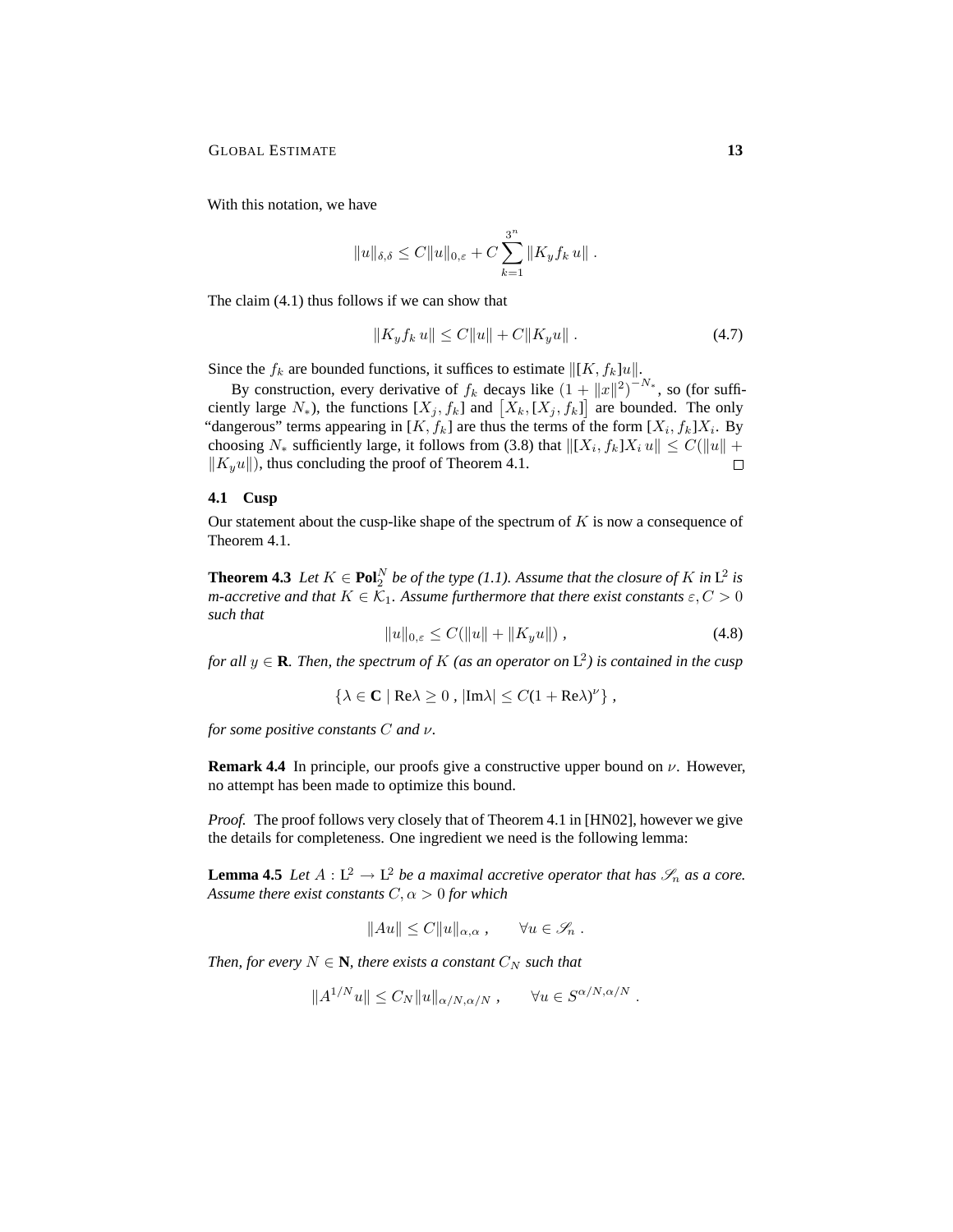With this notation, we have

$$\|u\|_{\delta,\delta} \leq C\|u\|_{0,\varepsilon} + C\sum_{k=1}^{3^n} \|K_y f_k\, u\| \;.$$

The claim (4.1) thus follows if we can show that

$$\|K_y f_k\, u\| \leq C\|u\| + C\|K_y u\| \;. \tag{4.7}$$

Since the $f_k$ are bounded functions, it suffices to estimate $\|[K, f_k]u\|$.

By construction, every derivative of $f_k$ decays like $(1 + \|x\|^2)^{-N_*}$, so (for sufficiently large $N_*$), the functions $[X_j, f_k]$ and $\big[X_k, [X_j, f_k]\big]$ are bounded. The only "dangerous" terms appearing in $[K, f_k]$ are thus the terms of the form $[X_i, f_k]X_i$. By choosing $N_*$ sufficiently large, it follows from (3.8) that $\|[X_i, f_k]X_i\, u\| \leq C(\|u\| + \|K_y u\|)$, thus concluding the proof of Theorem 4.1. □

### 4.1 Cusp

Our statement about the cusp-like shape of the spectrum of $K$ is now a consequence of Theorem 4.1.

**Theorem 4.3** *Let $K \in \mathbf{Pol}_2^N$ be of the type (1.1). Assume that the closure of $K$ in $\mathrm{L}^2$ is m-accretive and that $K \in \mathcal{K}_1$. Assume furthermore that there exist constants $\varepsilon, C > 0$ such that*

$$\|u\|_{0,\varepsilon} \leq C(\|u\| + \|K_y u\|) \;, \tag{4.8}$$

*for all $y \in \mathbf{R}$. Then, the spectrum of $K$ (as an operator on $\mathrm{L}^2$) is contained in the cusp*

$$\{\lambda \in \mathbf{C} \mid \mathrm{Re}\lambda \geq 0 \;, |\mathrm{Im}\lambda| \leq C(1 + \mathrm{Re}\lambda)^\nu\} \;,$$

*for some positive constants $C$ and $\nu$.*

**Remark 4.4** In principle, our proofs give a constructive upper bound on $\nu$. However, no attempt has been made to optimize this bound.

*Proof.* The proof follows very closely that of Theorem 4.1 in [HN02], however we give the details for completeness. One ingredient we need is the following lemma:

**Lemma 4.5** *Let $A : \mathrm{L}^2 \to \mathrm{L}^2$ be a maximal accretive operator that has $\mathscr{S}_n$ as a core. Assume there exist constants $C, \alpha > 0$ for which*

$$\|Au\| \leq C\|u\|_{\alpha,\alpha} \;, \qquad \forall u \in \mathscr{S}_n \;.$$

*Then, for every $N \in \mathbf{N}$, there exists a constant $C_N$ such that*

$$\|A^{1/N}u\| \leq C_N\|u\|_{\alpha/N,\alpha/N} \;, \qquad \forall u \in S^{\alpha/N,\alpha/N} \;.$$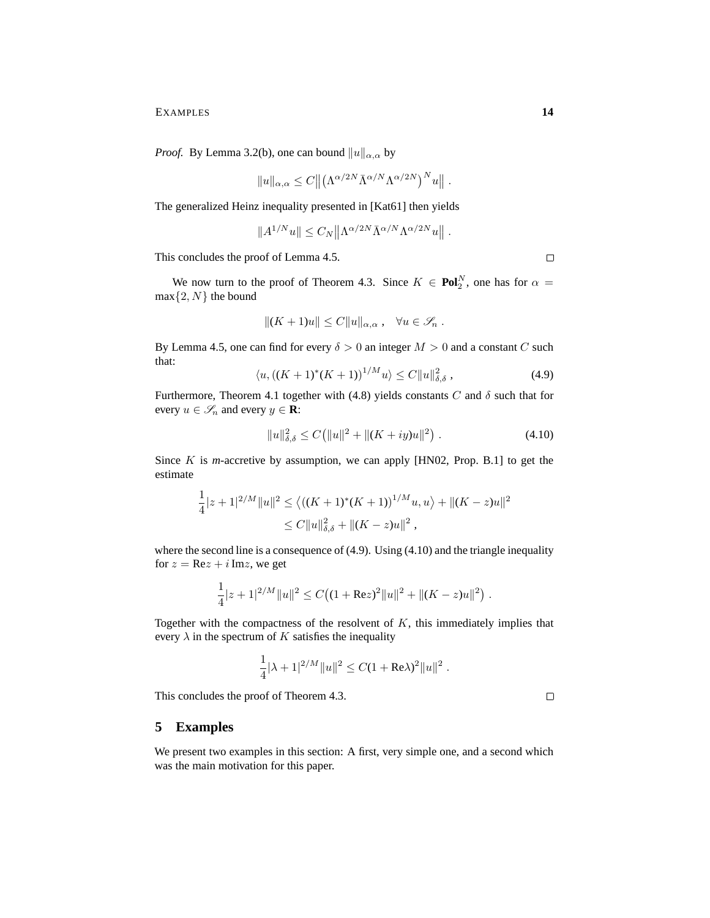*Proof.* By Lemma 3.2(b), one can bound $\|u\|_{\alpha,\alpha}$ by

$$\|u\|_{\alpha,\alpha} \le C\big\|\big(\Lambda^{\alpha/2N}\bar\Lambda^{\alpha/N}\Lambda^{\alpha/2N}\big)^N u\big\| \;.$$

The generalized Heinz inequality presented in [Kat61] then yields

$$\|A^{1/N}u\| \le C_N\big\|\Lambda^{\alpha/2N}\bar\Lambda^{\alpha/N}\Lambda^{\alpha/2N}u\big\| \;.$$

This concludes the proof of Lemma 4.5. □

We now turn to the proof of Theorem 4.3. Since $K \in \mathbf{Pol}_2^N$, one has for $\alpha = \max\{2, N\}$ the bound

$$\|(K+1)u\| \le C\|u\|_{\alpha,\alpha}\;, \quad \forall u \in \mathscr{S}_n\;.$$

By Lemma 4.5, one can find for every $\delta > 0$ an integer $M > 0$ and a constant $C$ such that:

$$\langle u, ((K+1)^*(K+1))^{1/M}u\rangle \le C\|u\|_{\delta,\delta}^2\;, \tag{4.9}$$

Furthermore, Theorem 4.1 together with (4.8) yields constants $C$ and $\delta$ such that for every $u \in \mathscr{S}_n$ and every $y \in \mathbf{R}$:

$$\|u\|_{\delta,\delta}^2 \le C\big(\|u\|^2 + \|(K+iy)u\|^2\big)\;. \tag{4.10}$$

Since $K$ is *m*-accretive by assumption, we can apply [HN02, Prop. B.1] to get the estimate

$$\begin{aligned}\frac{1}{4}|z+1|^{2/M}\|u\|^2 &\le \big\langle((K+1)^*(K+1))^{1/M}u, u\big\rangle + \|(K-z)u\|^2\\ &\le C\|u\|_{\delta,\delta}^2 + \|(K-z)u\|^2\;,\end{aligned}$$

where the second line is a consequence of (4.9). Using (4.10) and the triangle inequality for $z = \mathrm{Re}z + i\,\mathrm{Im}z$, we get

$$\frac{1}{4}|z+1|^{2/M}\|u\|^2 \le C\big((1+\mathrm{Re}z)^2\|u\|^2 + \|(K-z)u\|^2\big)\;.$$

Together with the compactness of the resolvent of $K$, this immediately implies that every $\lambda$ in the spectrum of $K$ satisfies the inequality

$$\frac{1}{4}|\lambda+1|^{2/M}\|u\|^2 \le C(1+\mathrm{Re}\lambda)^2\|u\|^2\;.$$

This concludes the proof of Theorem 4.3. □

## 5 Examples

We present two examples in this section: A first, very simple one, and a second which was the main motivation for this paper.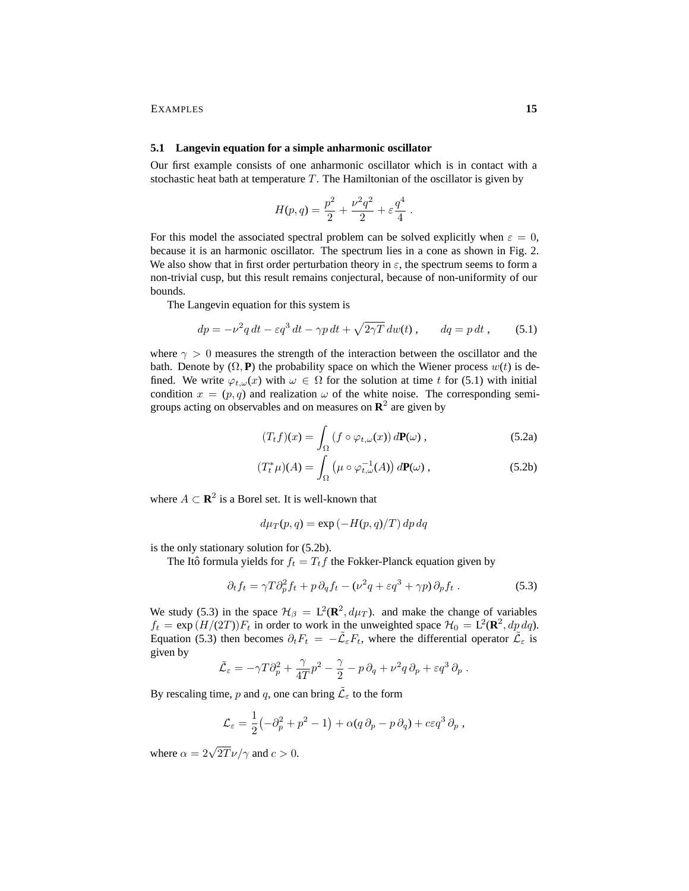### 5.1 Langevin equation for a simple anharmonic oscillator

Our first example consists of one anharmonic oscillator which is in contact with a stochastic heat bath at temperature $T$. The Hamiltonian of the oscillator is given by

$$H(p,q) = \frac{p^2}{2} + \frac{\nu^2 q^2}{2} + \varepsilon \frac{q^4}{4} \; .$$

For this model the associated spectral problem can be solved explicitly when $\varepsilon = 0$, because it is an harmonic oscillator. The spectrum lies in a cone as shown in Fig. 2. We also show that in first order perturbation theory in $\varepsilon$, the spectrum seems to form a non-trivial cusp, but this result remains conjectural, because of non-uniformity of our bounds.

The Langevin equation for this system is

$$dp = -\nu^2 q \, dt - \varepsilon q^3 \, dt - \gamma p \, dt + \sqrt{2\gamma T} \, dw(t) \; , \qquad dq = p \, dt \; , \tag{5.1}$$

where $\gamma > 0$ measures the strength of the interaction between the oscillator and the bath. Denote by $(\Omega, \mathbf{P})$ the probability space on which the Wiener process $w(t)$ is defined. We write $\varphi_{t,\omega}(x)$ with $\omega \in \Omega$ for the solution at time $t$ for (5.1) with initial condition $x = (p,q)$ and realization $\omega$ of the white noise. The corresponding semigroups acting on observables and on measures on $\mathbf{R}^2$ are given by

$$(T_t f)(x) = \int_\Omega \left( f \circ \varphi_{t,\omega}(x) \right) d\mathbf{P}(\omega) \; , \tag{5.2a}$$

$$(T_t^* \mu)(A) = \int_\Omega \left( \mu \circ \varphi_{t,\omega}^{-1}(A) \right) d\mathbf{P}(\omega) \; , \tag{5.2b}$$

where $A \subset \mathbf{R}^2$ is a Borel set. It is well-known that

$$d\mu_T(p,q) = \exp\left(-H(p,q)/T\right) dp \, dq$$

is the only stationary solution for (5.2b).

The Itô formula yields for $f_t = T_t f$ the Fokker-Planck equation given by

$$\partial_t f_t = \gamma T \partial_p^2 f_t + p \, \partial_q f_t - (\nu^2 q + \varepsilon q^3 + \gamma p) \, \partial_p f_t \; . \tag{5.3}$$

We study (5.3) in the space $\mathcal{H}_\beta = \mathrm{L}^2(\mathbf{R}^2, d\mu_T)$. and make the change of variables $f_t = \exp\left(H/(2T)\right) F_t$ in order to work in the unweighted space $\mathcal{H}_0 = \mathrm{L}^2(\mathbf{R}^2, dp \, dq)$. Equation (5.3) then becomes $\partial_t F_t = -\tilde{\mathcal{L}}_\varepsilon F_t$, where the differential operator $\tilde{\mathcal{L}}_\varepsilon$ is given by

$$\tilde{\mathcal{L}}_\varepsilon = -\gamma T \partial_p^2 + \frac{\gamma}{4T} p^2 - \frac{\gamma}{2} - p \, \partial_q + \nu^2 q \, \partial_p + \varepsilon q^3 \, \partial_p \; .$$

By rescaling time, $p$ and $q$, one can bring $\tilde{\mathcal{L}}_\varepsilon$ to the form

$$\mathcal{L}_\varepsilon = \frac{1}{2}\left(-\partial_p^2 + p^2 - 1\right) + \alpha (q \, \partial_p - p \, \partial_q) + c\varepsilon q^3 \, \partial_p \; ,$$

where $\alpha = 2\sqrt{2T}\nu/\gamma$ and $c > 0$.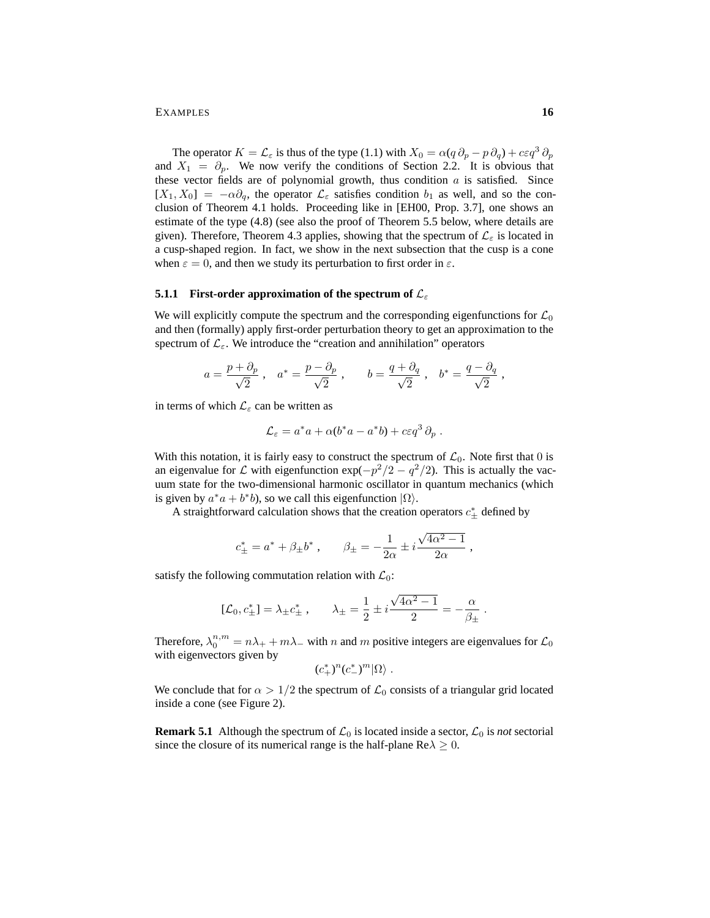The operator $K = \mathcal{L}_\varepsilon$ is thus of the type (1.1) with $X_0 = \alpha(q\,\partial_p - p\,\partial_q) + c\varepsilon q^3\,\partial_p$ and $X_1 = \partial_p$. We now verify the conditions of Section 2.2. It is obvious that these vector fields are of polynomial growth, thus condition $a$ is satisfied. Since $[X_1, X_0] = -\alpha\partial_q$, the operator $\mathcal{L}_\varepsilon$ satisfies condition $b_1$ as well, and so the conclusion of Theorem 4.1 holds. Proceeding like in [EH00, Prop. 3.7], one shows an estimate of the type (4.8) (see also the proof of Theorem 5.5 below, where details are given). Therefore, Theorem 4.3 applies, showing that the spectrum of $\mathcal{L}_\varepsilon$ is located in a cusp-shaped region. In fact, we show in the next subsection that the cusp is a cone when $\varepsilon = 0$, and then we study its perturbation to first order in $\varepsilon$.

### 5.1.1 First-order approximation of the spectrum of $\mathcal{L}_\varepsilon$

We will explicitly compute the spectrum and the corresponding eigenfunctions for $\mathcal{L}_0$ and then (formally) apply first-order perturbation theory to get an approximation to the spectrum of $\mathcal{L}_\varepsilon$. We introduce the "creation and annihilation" operators

$$a = \frac{p + \partial_p}{\sqrt{2}}\ , \quad a^* = \frac{p - \partial_p}{\sqrt{2}}\ , \qquad b = \frac{q + \partial_q}{\sqrt{2}}\ , \quad b^* = \frac{q - \partial_q}{\sqrt{2}}\ ,$$

in terms of which $\mathcal{L}_\varepsilon$ can be written as

$$\mathcal{L}_\varepsilon = a^*a + \alpha(b^*a - a^*b) + c\varepsilon q^3\,\partial_p\ .$$

With this notation, it is fairly easy to construct the spectrum of $\mathcal{L}_0$. Note first that $0$ is an eigenvalue for $\mathcal{L}$ with eigenfunction $\exp(-p^2/2 - q^2/2)$. This is actually the vacuum state for the two-dimensional harmonic oscillator in quantum mechanics (which is given by $a^*a + b^*b$), so we call this eigenfunction $|\Omega\rangle$.

A straightforward calculation shows that the creation operators $c_\pm^*$ defined by

$$c_\pm^* = a^* + \beta_\pm b^*\ , \qquad \beta_\pm = -\frac{1}{2\alpha} \pm i\frac{\sqrt{4\alpha^2-1}}{2\alpha}\ ,$$

satisfy the following commutation relation with $\mathcal{L}_0$:

$$[\mathcal{L}_0, c_\pm^*] = \lambda_\pm c_\pm^*\ , \qquad \lambda_\pm = \frac{1}{2} \pm i\frac{\sqrt{4\alpha^2-1}}{2} = -\frac{\alpha}{\beta_\pm}\ .$$

Therefore, $\lambda_0^{n,m} = n\lambda_+ + m\lambda_-$ with $n$ and $m$ positive integers are eigenvalues for $\mathcal{L}_0$ with eigenvectors given by

$$(c_+^*)^n(c_-^*)^m|\Omega\rangle\ .$$

We conclude that for $\alpha > 1/2$ the spectrum of $\mathcal{L}_0$ consists of a triangular grid located inside a cone (see Figure 2).

**Remark 5.1** Although the spectrum of $\mathcal{L}_0$ is located inside a sector, $\mathcal{L}_0$ is *not* sectorial since the closure of its numerical range is the half-plane $\mathrm{Re}\lambda \geq 0$.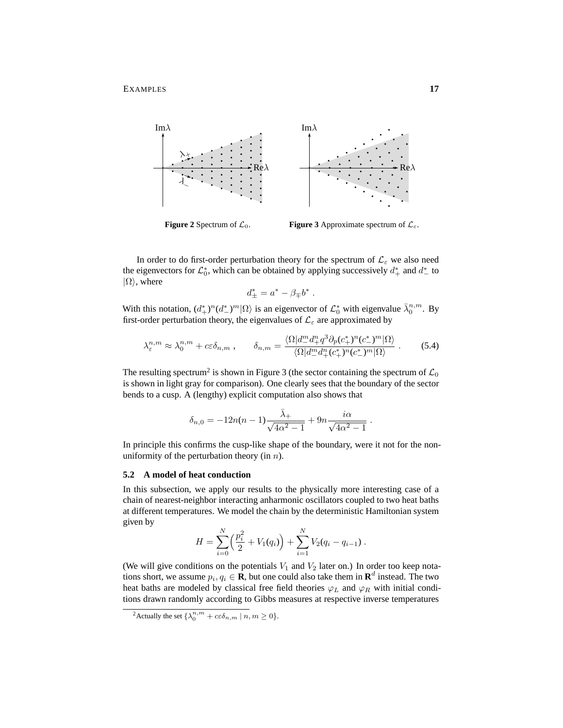**Figure 2** Spectrum of $\mathcal{L}_0$.

**Figure 3** Approximate spectrum of $\mathcal{L}_\varepsilon$.

In order to do first-order perturbation theory for the spectrum of $\mathcal{L}_\varepsilon$ we also need the eigenvectors for $\mathcal{L}_0^*$, which can be obtained by applying successively $d_+^*$ and $d_-^*$ to $|\Omega\rangle$, where

$$
d_\pm^* = a^* - \beta_\mp b^* .
$$

With this notation, $(d_+^*)^n (d_-^*)^m |\Omega\rangle$ is an eigenvector of $\mathcal{L}_0^*$ with eigenvalue $\bar{\lambda}_0^{n,m}$. By first-order perturbation theory, the eigenvalues of $\mathcal{L}_\varepsilon$ are approximated by

$$
\lambda_\varepsilon^{n,m} \approx \lambda_0^{n,m} + c\varepsilon \delta_{n,m} , \qquad \delta_{n,m} = \frac{\langle \Omega | d_-^m d_+^n q^3 \partial_p (c_+^*)^n (c_-^*)^m |\Omega\rangle}{\langle \Omega | d_-^m d_+^n (c_+^*)^n (c_-^*)^m |\Omega\rangle} . \tag{5.4}
$$

The resulting spectrum[2] is shown in Figure 3 (the sector containing the spectrum of $\mathcal{L}_0$ is shown in light gray for comparison). One clearly sees that the boundary of the sector bends to a cusp. A (lengthy) explicit computation also shows that

$$
\delta_{n,0} = -12n(n-1) \frac{\bar{\lambda}_+}{\sqrt{4\alpha^2 - 1}} + 9n \frac{i\alpha}{\sqrt{4\alpha^2 - 1}} .
$$

In principle this confirms the cusp-like shape of the boundary, were it not for the non-uniformity of the perturbation theory (in $n$).

### 5.2 A model of heat conduction

In this subsection, we apply our results to the physically more interesting case of a chain of nearest-neighbor interacting anharmonic oscillators coupled to two heat baths at different temperatures. We model the chain by the deterministic Hamiltonian system given by

$$
H = \sum_{i=0}^{N} \Big( \frac{p_i^2}{2} + V_1(q_i) \Big) + \sum_{i=1}^{N} V_2(q_i - q_{i-1}) .
$$

(We will give conditions on the potentials $V_1$ and $V_2$ later on.) In order too keep notations short, we assume $p_i, q_i \in \mathbf{R}$, but one could also take them in $\mathbf{R}^d$ instead. The two heat baths are modeled by classical free field theories $\varphi_L$ and $\varphi_R$ with initial conditions drawn randomly according to Gibbs measures at respective inverse temperatures

[2] Actually the set $\{\lambda_0^{n,m} + c\varepsilon \delta_{n,m} \mid n, m \geq 0\}$.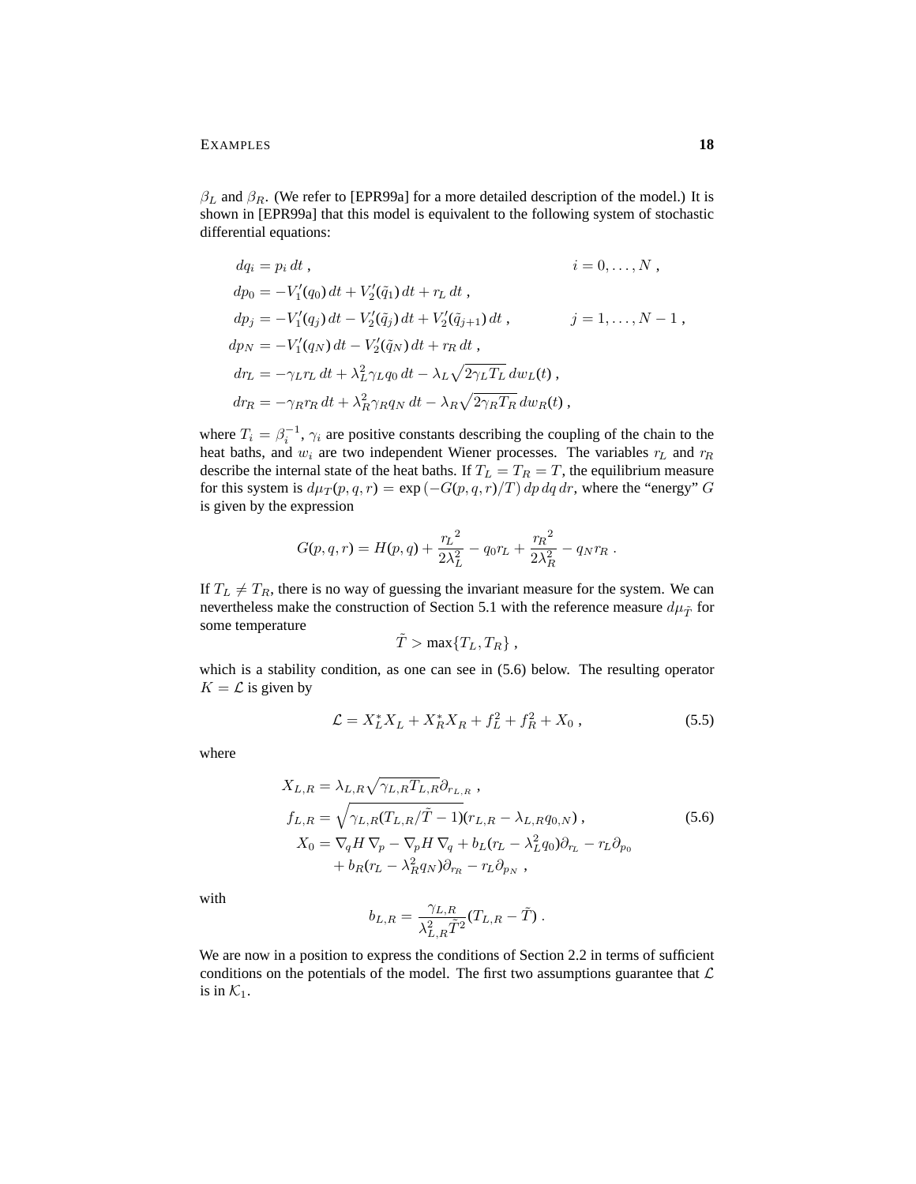$\beta_L$ and $\beta_R$. (We refer to [EPR99a] for a more detailed description of the model.) It is shown in [EPR99a] that this model is equivalent to the following system of stochastic differential equations:

$$
\begin{aligned}
dq_i &= p_i\,dt\;, && i = 0,\ldots,N\;,\\
dp_0 &= -V_1'(q_0)\,dt + V_2'(\tilde q_1)\,dt + r_L\,dt\;,\\
dp_j &= -V_1'(q_j)\,dt - V_2'(\tilde q_j)\,dt + V_2'(\tilde q_{j+1})\,dt\;, && j = 1,\ldots,N-1\;,\\
dp_N &= -V_1'(q_N)\,dt - V_2'(\tilde q_N)\,dt + r_R\,dt\;,\\
dr_L &= -\gamma_L r_L\,dt + \lambda_L^2\gamma_L q_0\,dt - \lambda_L\sqrt{2\gamma_L T_L}\,dw_L(t)\;,\\
dr_R &= -\gamma_R r_R\,dt + \lambda_R^2\gamma_R q_N\,dt - \lambda_R\sqrt{2\gamma_R T_R}\,dw_R(t)\;,
\end{aligned}
$$

where $T_i = \beta_i^{-1}$, $\gamma_i$ are positive constants describing the coupling of the chain to the heat baths, and $w_i$ are two independent Wiener processes. The variables $r_L$ and $r_R$ describe the internal state of the heat baths. If $T_L = T_R = T$, the equilibrium measure for this system is $d\mu_T(p,q,r) = \exp\left(-G(p,q,r)/T\right)dp\,dq\,dr$, where the "energy" $G$ is given by the expression

$$
G(p,q,r) = H(p,q) + \frac{{r_L}^2}{2\lambda_L^2} - q_0 r_L + \frac{{r_R}^2}{2\lambda_R^2} - q_N r_R\;.
$$

If $T_L \neq T_R$, there is no way of guessing the invariant measure for the system. We can nevertheless make the construction of Section 5.1 with the reference measure $d\mu_{\tilde T}$ for some temperature

$$
\tilde T > \max\{T_L, T_R\}\;,
$$

which is a stability condition, as one can see in (5.6) below. The resulting operator $K = \mathcal{L}$ is given by

$$
\mathcal{L} = X_L^* X_L + X_R^* X_R + f_L^2 + f_R^2 + X_0\;, \tag{5.5}
$$

where

$$
\begin{aligned}
X_{L,R} &= \lambda_{L,R}\sqrt{\gamma_{L,R} T_{L,R}}\,\partial_{r_{L,R}}\;,\\
f_{L,R} &= \sqrt{\gamma_{L,R}(T_{L,R}/\tilde T - 1)}(r_{L,R} - \lambda_{L,R} q_{0,N})\;,\\
X_0 &= \nabla_q H\,\nabla_p - \nabla_p H\,\nabla_q + b_L(r_L - \lambda_L^2 q_0)\partial_{r_L} - r_L\partial_{p_0}\\
&\quad + b_R(r_L - \lambda_R^2 q_N)\partial_{r_R} - r_L\partial_{p_N}\;,
\end{aligned}
\tag{5.6}
$$

with

$$
b_{L,R} = \frac{\gamma_{L,R}}{\lambda_{L,R}^2\tilde T^2}(T_{L,R} - \tilde T)\;.
$$

We are now in a position to express the conditions of Section 2.2 in terms of sufficient conditions on the potentials of the model. The first two assumptions guarantee that $\mathcal{L}$ is in $\mathcal{K}_1$.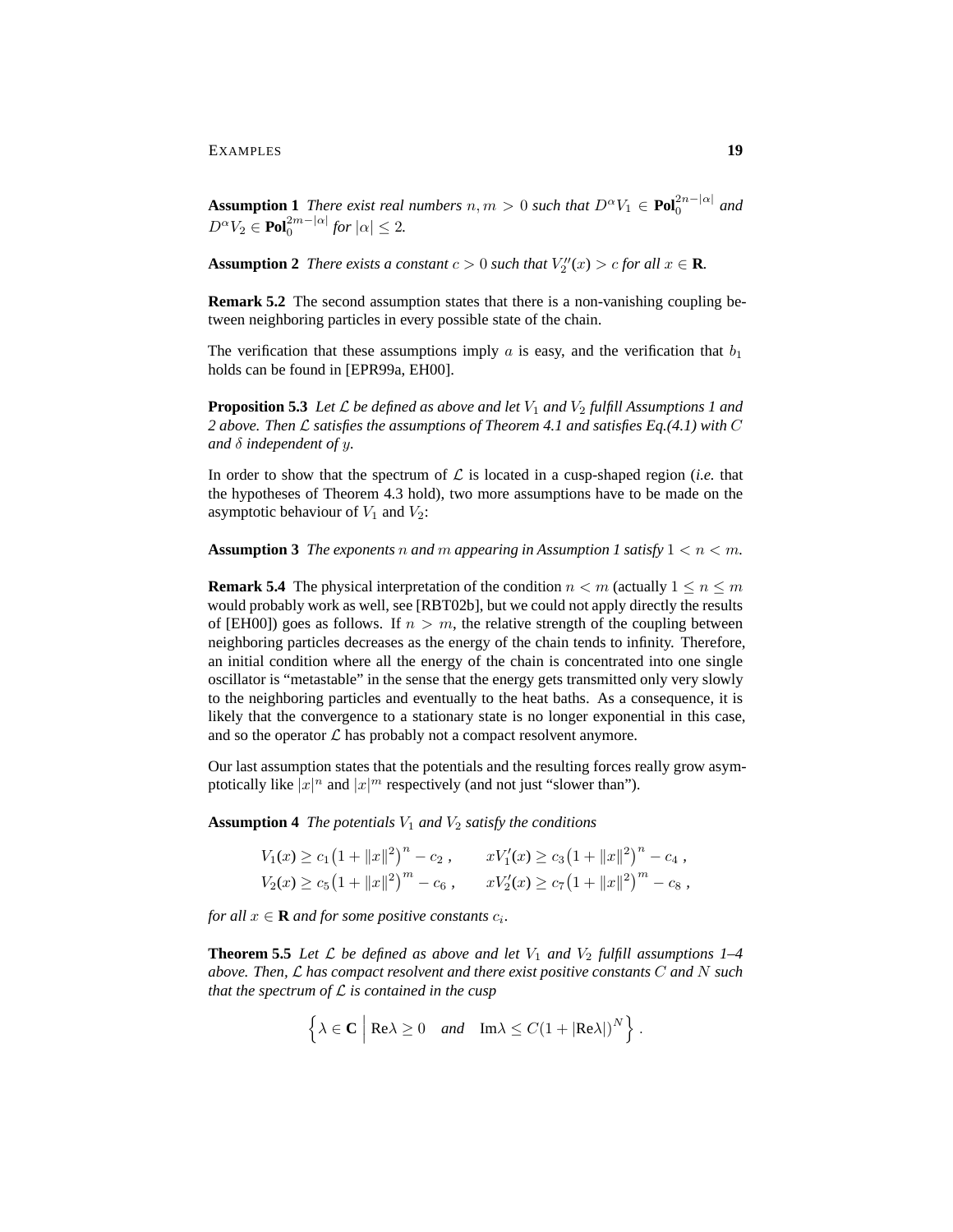**Assumption 1** *There exist real numbers $n, m > 0$ such that $D^\alpha V_1 \in \mathbf{Pol}_0^{2n-|\alpha|}$ and $D^\alpha V_2 \in \mathbf{Pol}_0^{2m-|\alpha|}$ for $|\alpha| \leq 2$.*

**Assumption 2** *There exists a constant $c > 0$ such that $V_2''(x) > c$ for all $x \in \mathbf{R}$.*

**Remark 5.2** The second assumption states that there is a non-vanishing coupling between neighboring particles in every possible state of the chain.

The verification that these assumptions imply $a$ is easy, and the verification that $b_1$ holds can be found in [EPR99a, EH00].

**Proposition 5.3** *Let $\mathcal{L}$ be defined as above and let $V_1$ and $V_2$ fulfill Assumptions 1 and 2 above. Then $\mathcal{L}$ satisfies the assumptions of Theorem 4.1 and satisfies Eq.(4.1) with $C$ and $\delta$ independent of $y$.*

In order to show that the spectrum of $\mathcal{L}$ is located in a cusp-shaped region (*i.e.* that the hypotheses of Theorem 4.3 hold), two more assumptions have to be made on the asymptotic behaviour of $V_1$ and $V_2$:

**Assumption 3** *The exponents $n$ and $m$ appearing in Assumption 1 satisfy $1 < n < m$.*

**Remark 5.4** The physical interpretation of the condition $n < m$ (actually $1 \leq n \leq m$ would probably work as well, see [RBT02b], but we could not apply directly the results of [EH00]) goes as follows. If $n > m$, the relative strength of the coupling between neighboring particles decreases as the energy of the chain tends to infinity. Therefore, an initial condition where all the energy of the chain is concentrated into one single oscillator is "metastable" in the sense that the energy gets transmitted only very slowly to the neighboring particles and eventually to the heat baths. As a consequence, it is likely that the convergence to a stationary state is no longer exponential in this case, and so the operator $\mathcal{L}$ has probably not a compact resolvent anymore.

Our last assumption states that the potentials and the resulting forces really grow asymptotically like $|x|^n$ and $|x|^m$ respectively (and not just "slower than").

**Assumption 4** *The potentials $V_1$ and $V_2$ satisfy the conditions*

$$
\begin{aligned}
V_1(x) &\geq c_1\big(1 + \|x\|^2\big)^n - c_2 , \qquad & xV_1'(x) &\geq c_3\big(1 + \|x\|^2\big)^n - c_4 , \\
V_2(x) &\geq c_5\big(1 + \|x\|^2\big)^m - c_6 , \qquad & xV_2'(x) &\geq c_7\big(1 + \|x\|^2\big)^m - c_8 ,
\end{aligned}
$$

*for all $x \in \mathbf{R}$ and for some positive constants $c_i$.*

**Theorem 5.5** *Let $\mathcal{L}$ be defined as above and let $V_1$ and $V_2$ fulfill assumptions 1–4 above. Then, $\mathcal{L}$ has compact resolvent and there exist positive constants $C$ and $N$ such that the spectrum of $\mathcal{L}$ is contained in the cusp*

$$
\Big\{ \lambda \in \mathbf{C} \;\Big|\; \mathrm{Re}\lambda \geq 0 \quad \textit{and} \quad \mathrm{Im}\lambda \leq C(1 + |\mathrm{Re}\lambda|)^N \Big\} .
$$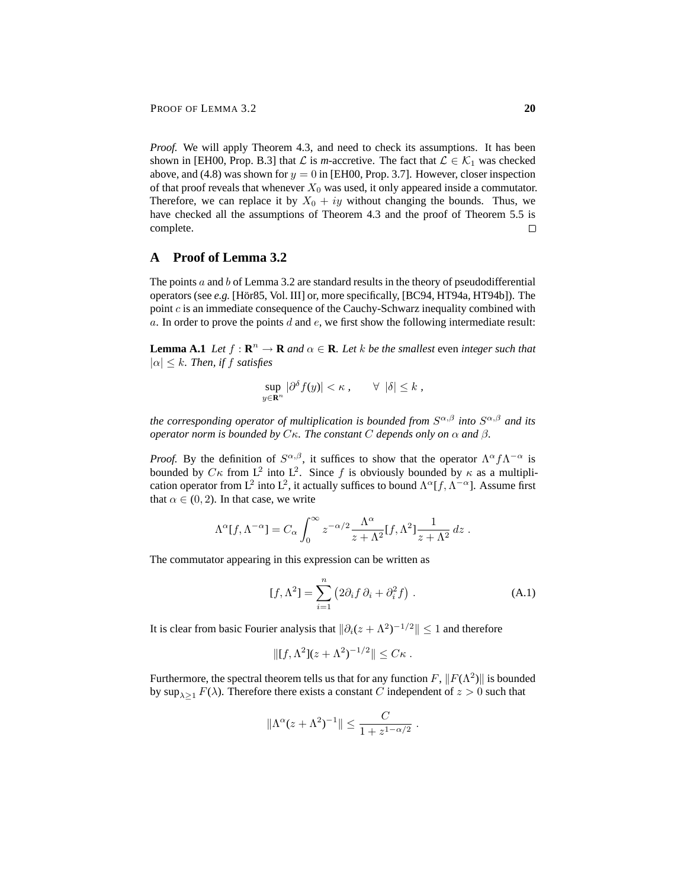*Proof.* We will apply Theorem 4.3, and need to check its assumptions. It has been shown in [EH00, Prop. B.3] that $\mathcal{L}$ is *m*-accretive. The fact that $\mathcal{L} \in \mathcal{K}_1$ was checked above, and (4.8) was shown for $y = 0$ in [EH00, Prop. 3.7]. However, closer inspection of that proof reveals that whenever $X_0$ was used, it only appeared inside a commutator. Therefore, we can replace it by $X_0 + iy$ without changing the bounds. Thus, we have checked all the assumptions of Theorem 4.3 and the proof of Theorem 5.5 is complete. □

## A Proof of Lemma 3.2

The points $a$ and $b$ of Lemma 3.2 are standard results in the theory of pseudodifferential operators (see *e.g.* [Hör85, Vol. III] or, more specifically, [BC94, HT94a, HT94b]). The point $c$ is an immediate consequence of the Cauchy-Schwarz inequality combined with $a$. In order to prove the points $d$ and $e$, we first show the following intermediate result:

**Lemma A.1** *Let $f : \mathbf{R}^n \to \mathbf{R}$ and $\alpha \in \mathbf{R}$. Let $k$ be the smallest* even *integer such that $|\alpha| \leq k$. Then, if $f$ satisfies*

$$\sup_{y \in \mathbf{R}^n} |\partial^\delta f(y)| < \kappa \;, \qquad \forall \; |\delta| \leq k \;,$$

*the corresponding operator of multiplication is bounded from $S^{\alpha,\beta}$ into $S^{\alpha,\beta}$ and its operator norm is bounded by $C\kappa$. The constant $C$ depends only on $\alpha$ and $\beta$.*

*Proof.* By the definition of $S^{\alpha,\beta}$, it suffices to show that the operator $\Lambda^\alpha f \Lambda^{-\alpha}$ is bounded by $C\kappa$ from $L^2$ into $L^2$. Since $f$ is obviously bounded by $\kappa$ as a multiplication operator from $L^2$ into $L^2$, it actually suffices to bound $\Lambda^\alpha[f, \Lambda^{-\alpha}]$. Assume first that $\alpha \in (0, 2)$. In that case, we write

$$\Lambda^\alpha[f, \Lambda^{-\alpha}] = C_\alpha \int_0^\infty z^{-\alpha/2} \frac{\Lambda^\alpha}{z + \Lambda^2}[f, \Lambda^2] \frac{1}{z + \Lambda^2} \, dz \;.$$

The commutator appearing in this expression can be written as

$$[f, \Lambda^2] = \sum_{i=1}^n \left( 2\partial_i f \, \partial_i + \partial_i^2 f \right) \;. \tag{A.1}$$

It is clear from basic Fourier analysis that $\|\partial_i (z + \Lambda^2)^{-1/2}\| \leq 1$ and therefore

$$\|[f, \Lambda^2](z + \Lambda^2)^{-1/2}\| \leq C\kappa \;.$$

Furthermore, the spectral theorem tells us that for any function $F$, $\|F(\Lambda^2)\|$ is bounded by $\sup_{\lambda \geq 1} F(\lambda)$. Therefore there exists a constant $C$ independent of $z > 0$ such that

$$\|\Lambda^\alpha (z + \Lambda^2)^{-1}\| \leq \frac{C}{1 + z^{1-\alpha/2}} \;.$$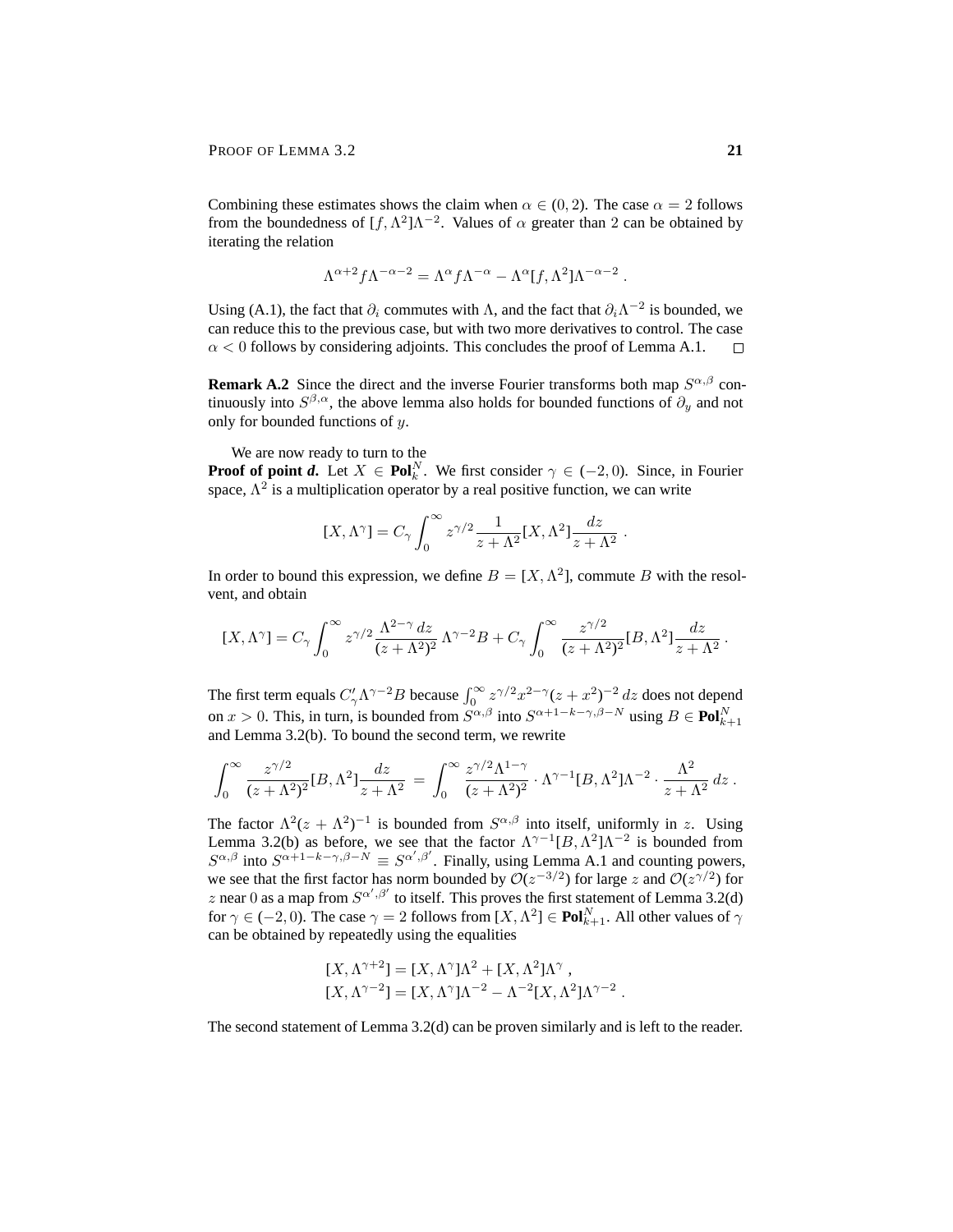Combining these estimates shows the claim when $\alpha \in (0, 2)$. The case $\alpha = 2$ follows from the boundedness of $[f, \Lambda^2]\Lambda^{-2}$. Values of $\alpha$ greater than 2 can be obtained by iterating the relation

$$\Lambda^{\alpha+2} f \Lambda^{-\alpha-2} = \Lambda^{\alpha} f \Lambda^{-\alpha} - \Lambda^{\alpha}[f, \Lambda^2]\Lambda^{-\alpha-2} \; .$$

Using (A.1), the fact that $\partial_i$ commutes with $\Lambda$, and the fact that $\partial_i \Lambda^{-2}$ is bounded, we can reduce this to the previous case, but with two more derivatives to control. The case $\alpha < 0$ follows by considering adjoints. This concludes the proof of Lemma A.1. □

**Remark A.2** Since the direct and the inverse Fourier transforms both map $S^{\alpha,\beta}$ continuously into $S^{\beta,\alpha}$, the above lemma also holds for bounded functions of $\partial_y$ and not only for bounded functions of $y$.

We are now ready to turn to the

**Proof of point *d*.** Let $X \in \mathbf{Pol}_k^N$. We first consider $\gamma \in (-2, 0)$. Since, in Fourier space, $\Lambda^2$ is a multiplication operator by a real positive function, we can write

$$[X, \Lambda^\gamma] = C_\gamma \int_0^\infty z^{\gamma/2} \frac{1}{z + \Lambda^2} [X, \Lambda^2] \frac{dz}{z + \Lambda^2} \; .$$

In order to bound this expression, we define $B = [X, \Lambda^2]$, commute $B$ with the resolvent, and obtain

$$[X, \Lambda^\gamma] = C_\gamma \int_0^\infty z^{\gamma/2} \frac{\Lambda^{2-\gamma}\, dz}{(z + \Lambda^2)^2} \, \Lambda^{\gamma-2} B + C_\gamma \int_0^\infty \frac{z^{\gamma/2}}{(z + \Lambda^2)^2} [B, \Lambda^2] \frac{dz}{z + \Lambda^2} \; .$$

The first term equals $C'_\gamma \Lambda^{\gamma-2} B$ because $\int_0^\infty z^{\gamma/2} x^{2-\gamma} (z + x^2)^{-2}\, dz$ does not depend on $x > 0$. This, in turn, is bounded from $S^{\alpha,\beta}$ into $S^{\alpha+1-k-\gamma,\beta-N}$ using $B \in \mathbf{Pol}_{k+1}^N$ and Lemma 3.2(b). To bound the second term, we rewrite

$$\int_0^\infty \frac{z^{\gamma/2}}{(z + \Lambda^2)^2} [B, \Lambda^2] \frac{dz}{z + \Lambda^2} \; = \; \int_0^\infty \frac{z^{\gamma/2} \Lambda^{1-\gamma}}{(z + \Lambda^2)^2} \cdot \Lambda^{\gamma-1} [B, \Lambda^2] \Lambda^{-2} \cdot \frac{\Lambda^2}{z + \Lambda^2}\, dz \; .$$

The factor $\Lambda^2 (z + \Lambda^2)^{-1}$ is bounded from $S^{\alpha,\beta}$ into itself, uniformly in $z$. Using Lemma 3.2(b) as before, we see that the factor $\Lambda^{\gamma-1}[B, \Lambda^2]\Lambda^{-2}$ is bounded from $S^{\alpha,\beta}$ into $S^{\alpha+1-k-\gamma,\beta-N} \equiv S^{\alpha',\beta'}$. Finally, using Lemma A.1 and counting powers, we see that the first factor has norm bounded by $\mathcal{O}(z^{-3/2})$ for large $z$ and $\mathcal{O}(z^{\gamma/2})$ for $z$ near 0 as a map from $S^{\alpha',\beta'}$ to itself. This proves the first statement of Lemma 3.2(d) for $\gamma \in (-2, 0)$. The case $\gamma = 2$ follows from $[X, \Lambda^2] \in \mathbf{Pol}_{k+1}^N$. All other values of $\gamma$ can be obtained by repeatedly using the equalities

$$\begin{aligned}
[X, \Lambda^{\gamma+2}] &= [X, \Lambda^\gamma]\Lambda^2 + [X, \Lambda^2]\Lambda^\gamma \; , \\
[X, \Lambda^{\gamma-2}] &= [X, \Lambda^\gamma]\Lambda^{-2} - \Lambda^{-2}[X, \Lambda^2]\Lambda^{\gamma-2} \; .
\end{aligned}$$

The second statement of Lemma 3.2(d) can be proven similarly and is left to the reader.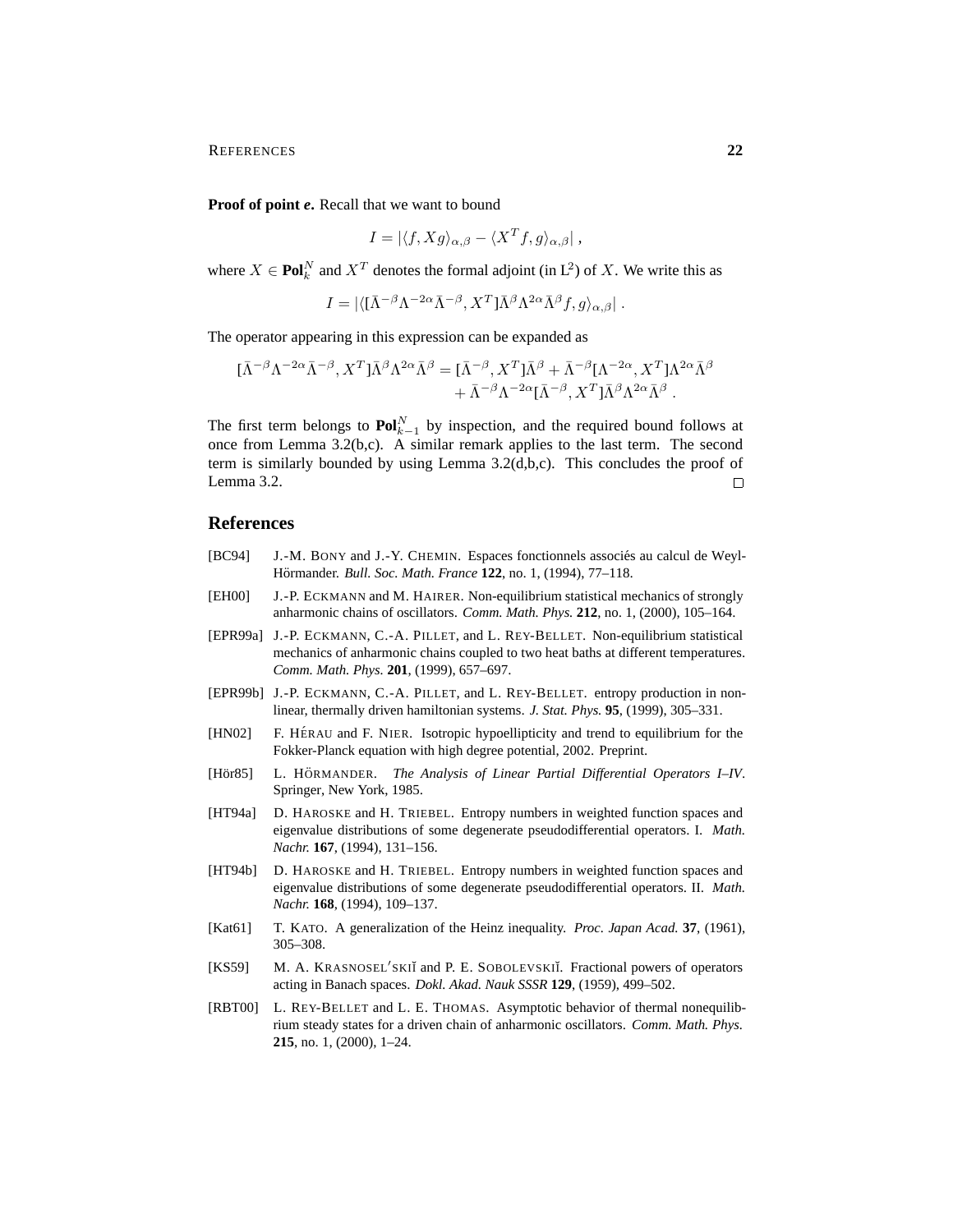**Proof of point *e*.** Recall that we want to bound

$$I = |\langle f, Xg \rangle_{\alpha,\beta} - \langle X^T f, g \rangle_{\alpha,\beta}| ,$$

where $X \in \mathbf{Pol}_k^N$ and $X^T$ denotes the formal adjoint (in $\mathrm{L}^2$) of $X$. We write this as

$$I = |\langle [\bar\Lambda^{-\beta} \Lambda^{-2\alpha} \bar\Lambda^{-\beta}, X^T] \bar\Lambda^{\beta} \Lambda^{2\alpha} \bar\Lambda^{\beta} f, g \rangle_{\alpha,\beta}| .$$

The operator appearing in this expression can be expanded as

$$\begin{aligned}
[\bar\Lambda^{-\beta} \Lambda^{-2\alpha} \bar\Lambda^{-\beta}, X^T] \bar\Lambda^{\beta} \Lambda^{2\alpha} \bar\Lambda^{\beta} = [\bar\Lambda^{-\beta}, X^T] \bar\Lambda^{\beta} + \bar\Lambda^{-\beta} [\Lambda^{-2\alpha}, X^T] \Lambda^{2\alpha} \bar\Lambda^{\beta} \\
+ \bar\Lambda^{-\beta} \Lambda^{-2\alpha} [\bar\Lambda^{-\beta}, X^T] \bar\Lambda^{\beta} \Lambda^{2\alpha} \bar\Lambda^{\beta} .
\end{aligned}$$

The first term belongs to $\mathbf{Pol}_{k-1}^N$ by inspection, and the required bound follows at once from Lemma 3.2(b,c). A similar remark applies to the last term. The second term is similarly bounded by using Lemma 3.2(d,b,c). This concludes the proof of Lemma 3.2. □

## References

[BC94] J.-M. Bony and J.-Y. Chemin. Espaces fonctionnels associés au calcul de Weyl-Hörmander. *Bull. Soc. Math. France* **122**, no. 1, (1994), 77–118.

[EH00] J.-P. Eckmann and M. Hairer. Non-equilibrium statistical mechanics of strongly anharmonic chains of oscillators. *Comm. Math. Phys.* **212**, no. 1, (2000), 105–164.

[EPR99a] J.-P. Eckmann, C.-A. Pillet, and L. Rey-Bellet. Non-equilibrium statistical mechanics of anharmonic chains coupled to two heat baths at different temperatures. *Comm. Math. Phys.* **201**, (1999), 657–697.

[EPR99b] J.-P. Eckmann, C.-A. Pillet, and L. Rey-Bellet. entropy production in non-linear, thermally driven hamiltonian systems. *J. Stat. Phys.* **95**, (1999), 305–331.

[HN02] F. Hérau and F. Nier. Isotropic hypoellipticity and trend to equilibrium for the Fokker-Planck equation with high degree potential, 2002. Preprint.

[Hör85] L. Hörmander. *The Analysis of Linear Partial Differential Operators I–IV*. Springer, New York, 1985.

[HT94a] D. Haroske and H. Triebel. Entropy numbers in weighted function spaces and eigenvalue distributions of some degenerate pseudodifferential operators. I. *Math. Nachr.* **167**, (1994), 131–156.

[HT94b] D. Haroske and H. Triebel. Entropy numbers in weighted function spaces and eigenvalue distributions of some degenerate pseudodifferential operators. II. *Math. Nachr.* **168**, (1994), 109–137.

[Kat61] T. Kato. A generalization of the Heinz inequality. *Proc. Japan Acad.* **37**, (1961), 305–308.

[KS59] M. A. Krasnosel′skiĭ and P. E. Sobolevskiĭ. Fractional powers of operators acting in Banach spaces. *Dokl. Akad. Nauk SSSR* **129**, (1959), 499–502.

[RBT00] L. Rey-Bellet and L. E. Thomas. Asymptotic behavior of thermal nonequilibrium steady states for a driven chain of anharmonic oscillators. *Comm. Math. Phys.* **215**, no. 1, (2000), 1–24.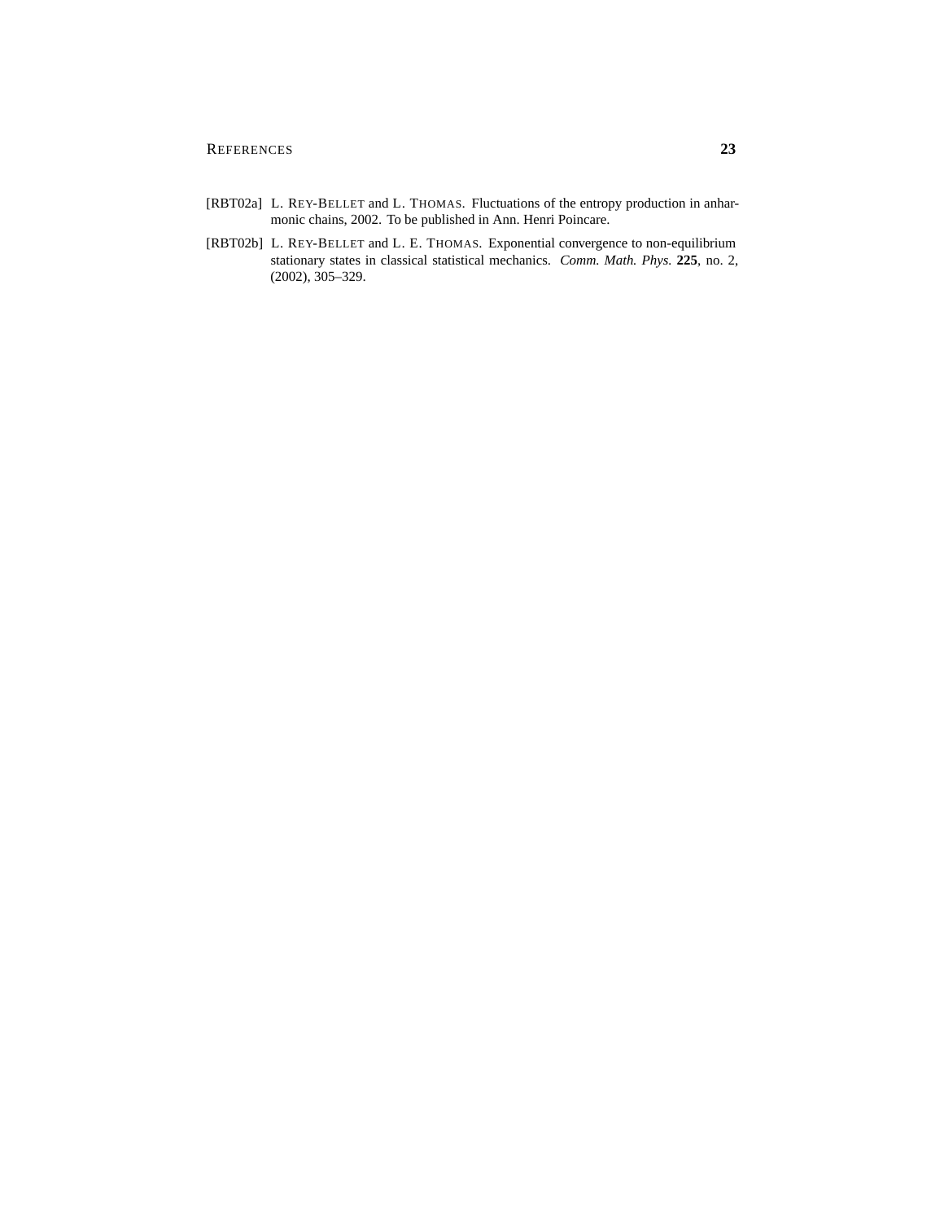[RBT02a] L. REY-BELLET and L. THOMAS. Fluctuations of the entropy production in anharmonic chains, 2002. To be published in Ann. Henri Poincare.

[RBT02b] L. REY-BELLET and L. E. THOMAS. Exponential convergence to non-equilibrium stationary states in classical statistical mechanics. *Comm. Math. Phys.* **225**, no. 2, (2002), 305–329.